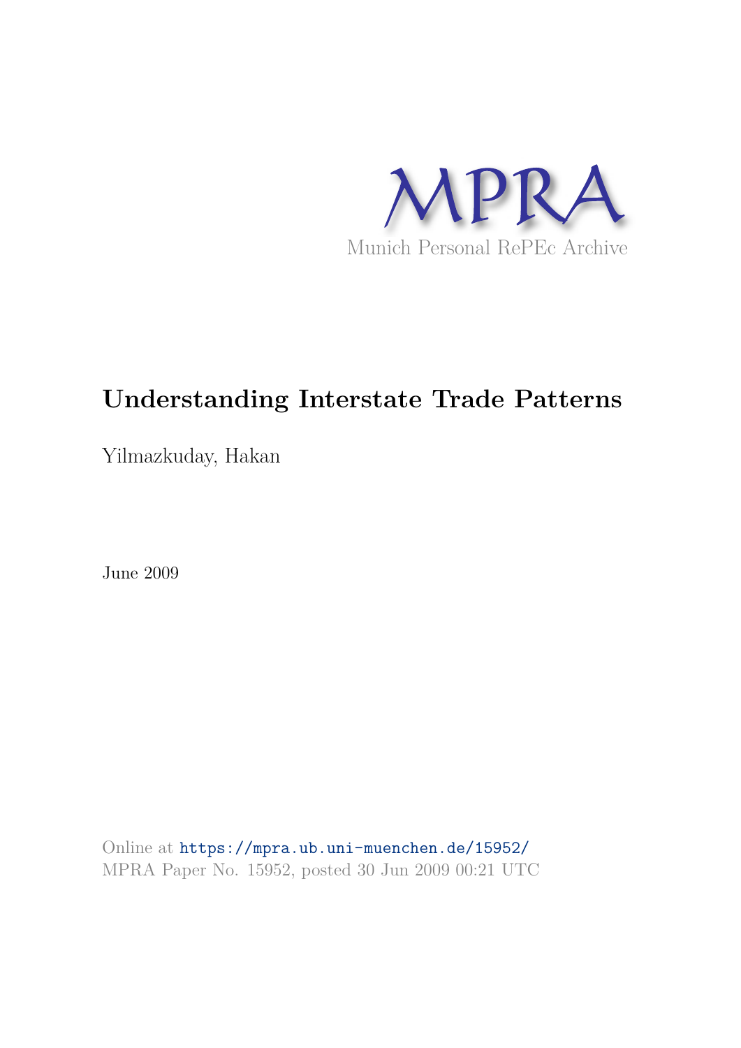MPRA

Munich Personal RePEc Archive

# Understanding Interstate Trade Patterns

Yilmazkuday, Hakan

June 2009

Online at https://mpra.ub.uni-muenchen.de/15952/
MPRA Paper No. 15952, posted 30 Jun 2009 00:21 UTC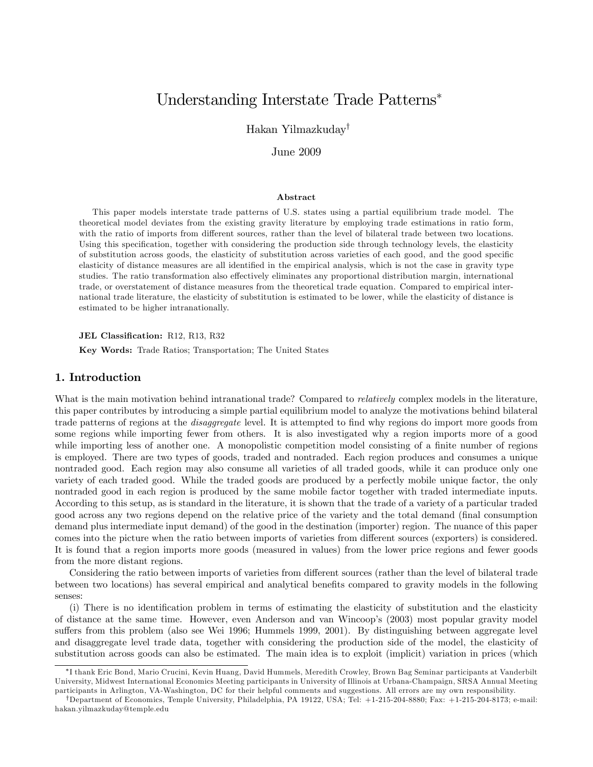# Understanding Interstate Trade Patterns*

Hakan Yilmazkuday†

June 2009

### Abstract

This paper models interstate trade patterns of U.S. states using a partial equilibrium trade model. The theoretical model deviates from the existing gravity literature by employing trade estimations in ratio form, with the ratio of imports from different sources, rather than the level of bilateral trade between two locations. Using this specification, together with considering the production side through technology levels, the elasticity of substitution across goods, the elasticity of substitution across varieties of each good, and the good specific elasticity of distance measures are all identified in the empirical analysis, which is not the case in gravity type studies. The ratio transformation also effectively eliminates any proportional distribution margin, international trade, or overstatement of distance measures from the theoretical trade equation. Compared to empirical international trade literature, the elasticity of substitution is estimated to be lower, while the elasticity of distance is estimated to be higher intranationally.

**JEL Classification:** R12, R13, R32

**Key Words:** Trade Ratios; Transportation; The United States

## 1. Introduction

What is the main motivation behind intranational trade? Compared to *relatively* complex models in the literature, this paper contributes by introducing a simple partial equilibrium model to analyze the motivations behind bilateral trade patterns of regions at the *disaggregate* level. It is attempted to find why regions do import more goods from some regions while importing fewer from others. It is also investigated why a region imports more of a good while importing less of another one. A monopolistic competition model consisting of a finite number of regions is employed. There are two types of goods, traded and nontraded. Each region produces and consumes a unique nontraded good. Each region may also consume all varieties of all traded goods, while it can produce only one variety of each traded good. While the traded goods are produced by a perfectly mobile unique factor, the only nontraded good in each region is produced by the same mobile factor together with traded intermediate inputs. According to this setup, as is standard in the literature, it is shown that the trade of a variety of a particular traded good across any two regions depend on the relative price of the variety and the total demand (final consumption demand plus intermediate input demand) of the good in the destination (importer) region. The nuance of this paper comes into the picture when the ratio between imports of varieties from different sources (exporters) is considered. It is found that a region imports more goods (measured in values) from the lower price regions and fewer goods from the more distant regions.

Considering the ratio between imports of varieties from different sources (rather than the level of bilateral trade between two locations) has several empirical and analytical benefits compared to gravity models in the following senses:

(i) There is no identification problem in terms of estimating the elasticity of substitution and the elasticity of distance at the same time. However, even Anderson and van Wincoop's (2003) most popular gravity model suffers from this problem (also see Wei 1996; Hummels 1999, 2001). By distinguishing between aggregate level and disaggregate level trade data, together with considering the production side of the model, the elasticity of substitution across goods can also be estimated. The main idea is to exploit (implicit) variation in prices (which

*I thank Eric Bond, Mario Crucini, Kevin Huang, David Hummels, Meredith Crowley, Brown Bag Seminar participants at Vanderbilt University, Midwest International Economics Meeting participants in University of Illinois at Urbana-Champaign, SRSA Annual Meeting participants in Arlington, VA-Washington, DC for their helpful comments and suggestions. All errors are my own responsibility.

†Department of Economics, Temple University, Philadelphia, PA 19122, USA; Tel: +1-215-204-8880; Fax: +1-215-204-8173; e-mail: hakan.yilmazkuday@temple.edu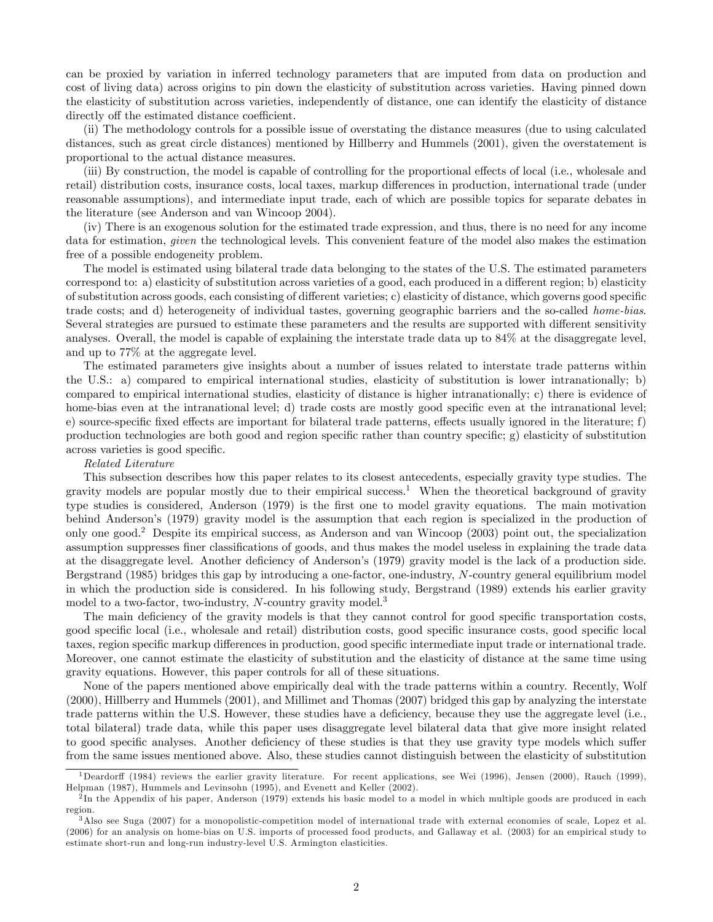can be proxied by variation in inferred technology parameters that are imputed from data on production and cost of living data) across origins to pin down the elasticity of substitution across varieties. Having pinned down the elasticity of substitution across varieties, independently of distance, one can identify the elasticity of distance directly off the estimated distance coefficient.

(ii) The methodology controls for a possible issue of overstating the distance measures (due to using calculated distances, such as great circle distances) mentioned by Hillberry and Hummels (2001), given the overstatement is proportional to the actual distance measures.

(iii) By construction, the model is capable of controlling for the proportional effects of local (i.e., wholesale and retail) distribution costs, insurance costs, local taxes, markup differences in production, international trade (under reasonable assumptions), and intermediate input trade, each of which are possible topics for separate debates in the literature (see Anderson and van Wincoop 2004).

(iv) There is an exogenous solution for the estimated trade expression, and thus, there is no need for any income data for estimation, *given* the technological levels. This convenient feature of the model also makes the estimation free of a possible endogeneity problem.

The model is estimated using bilateral trade data belonging to the states of the U.S. The estimated parameters correspond to: a) elasticity of substitution across varieties of a good, each produced in a different region; b) elasticity of substitution across goods, each consisting of different varieties; c) elasticity of distance, which governs good specific trade costs; and d) heterogeneity of individual tastes, governing geographic barriers and the so-called *home-bias*. Several strategies are pursued to estimate these parameters and the results are supported with different sensitivity analyses. Overall, the model is capable of explaining the interstate trade data up to 84% at the disaggregate level, and up to 77% at the aggregate level.

The estimated parameters give insights about a number of issues related to interstate trade patterns within the U.S.: a) compared to empirical international studies, elasticity of substitution is lower intranationally; b) compared to empirical international studies, elasticity of distance is higher intranationally; c) there is evidence of home-bias even at the intranational level; d) trade costs are mostly good specific even at the intranational level; e) source-specific fixed effects are important for bilateral trade patterns, effects usually ignored in the literature; f) production technologies are both good and region specific rather than country specific; g) elasticity of substitution across varieties is good specific.

*Related Literature*

This subsection describes how this paper relates to its closest antecedents, especially gravity type studies. The gravity models are popular mostly due to their empirical success.[1] When the theoretical background of gravity type studies is considered, Anderson (1979) is the first one to model gravity equations. The main motivation behind Anderson's (1979) gravity model is the assumption that each region is specialized in the production of only one good.[2] Despite its empirical success, as Anderson and van Wincoop (2003) point out, the specialization assumption suppresses finer classifications of goods, and thus makes the model useless in explaining the trade data at the disaggregate level. Another deficiency of Anderson's (1979) gravity model is the lack of a production side. Bergstrand (1985) bridges this gap by introducing a one-factor, one-industry, $N$-country general equilibrium model in which the production side is considered. In his following study, Bergstrand (1989) extends his earlier gravity model to a two-factor, two-industry, $N$-country gravity model.[3]

The main deficiency of the gravity models is that they cannot control for good specific transportation costs, good specific local (i.e., wholesale and retail) distribution costs, good specific insurance costs, good specific local taxes, region specific markup differences in production, good specific intermediate input trade or international trade. Moreover, one cannot estimate the elasticity of substitution and the elasticity of distance at the same time using gravity equations. However, this paper controls for all of these situations.

None of the papers mentioned above empirically deal with the trade patterns within a country. Recently, Wolf (2000), Hillberry and Hummels (2001), and Millimet and Thomas (2007) bridged this gap by analyzing the interstate trade patterns within the U.S. However, these studies have a deficiency, because they use the aggregate level (i.e., total bilateral) trade data, while this paper uses disaggregate level bilateral data that give more insight related to good specific analyses. Another deficiency of these studies is that they use gravity type models which suffer from the same issues mentioned above. Also, these studies cannot distinguish between the elasticity of substitution

---

[1] Deardorff (1984) reviews the earlier gravity literature. For recent applications, see Wei (1996), Jensen (2000), Rauch (1999), Helpman (1987), Hummels and Levinsohn (1995), and Evenett and Keller (2002).

[2] In the Appendix of his paper, Anderson (1979) extends his basic model to a model in which multiple goods are produced in each region.

[3] Also see Suga (2007) for a monopolistic-competition model of international trade with external economies of scale, Lopez et al. (2006) for an analysis on home-bias on U.S. imports of processed food products, and Gallaway et al. (2003) for an empirical study to estimate short-run and long-run industry-level U.S. Armington elasticities.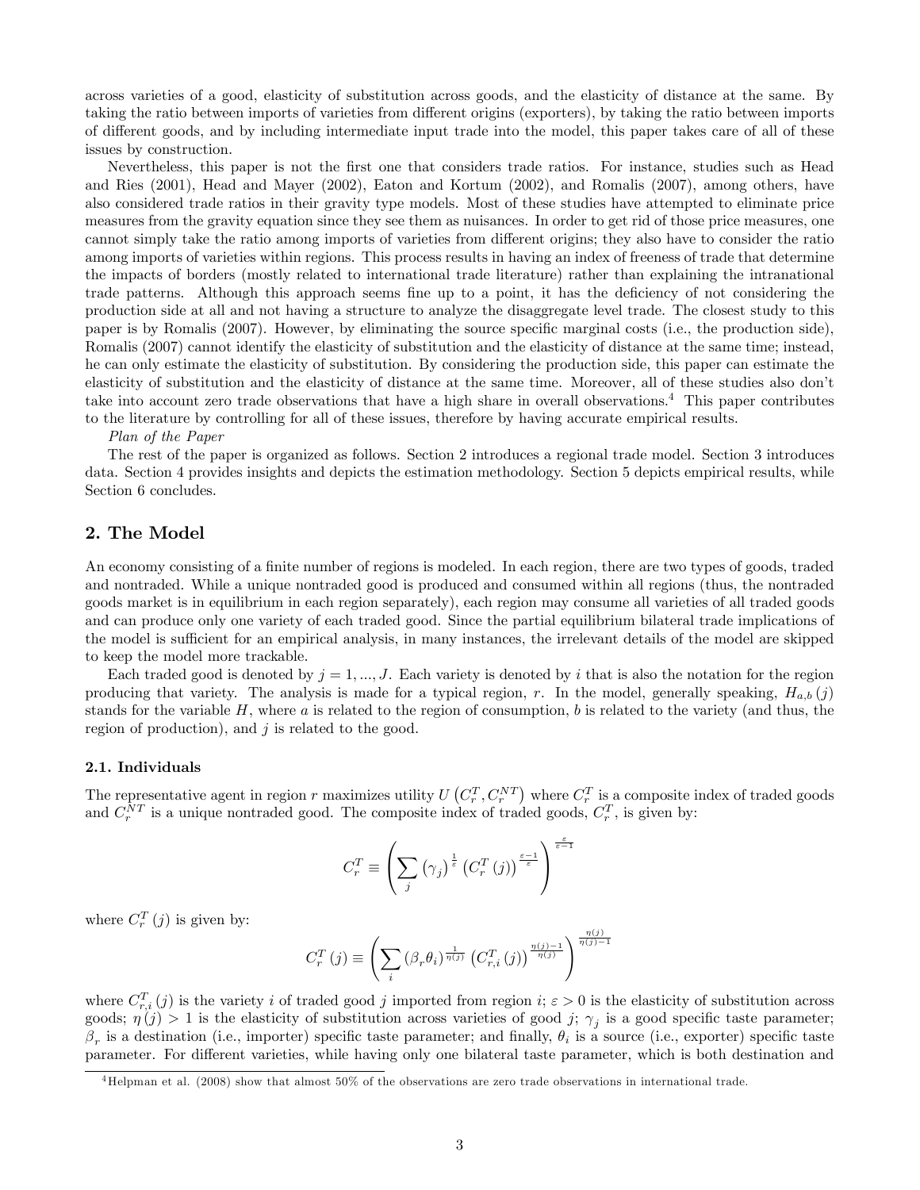across varieties of a good, elasticity of substitution across goods, and the elasticity of distance at the same. By taking the ratio between imports of varieties from different origins (exporters), by taking the ratio between imports of different goods, and by including intermediate input trade into the model, this paper takes care of all of these issues by construction.

Nevertheless, this paper is not the first one that considers trade ratios. For instance, studies such as Head and Ries (2001), Head and Mayer (2002), Eaton and Kortum (2002), and Romalis (2007), among others, have also considered trade ratios in their gravity type models. Most of these studies have attempted to eliminate price measures from the gravity equation since they see them as nuisances. In order to get rid of those price measures, one cannot simply take the ratio among imports of varieties from different origins; they also have to consider the ratio among imports of varieties within regions. This process results in having an index of freeness of trade that determine the impacts of borders (mostly related to international trade literature) rather than explaining the intranational trade patterns. Although this approach seems fine up to a point, it has the deficiency of not considering the production side at all and not having a structure to analyze the disaggregate level trade. The closest study to this paper is by Romalis (2007). However, by eliminating the source specific marginal costs (i.e., the production side), Romalis (2007) cannot identify the elasticity of substitution and the elasticity of distance at the same time; instead, he can only estimate the elasticity of substitution. By considering the production side, this paper can estimate the elasticity of substitution and the elasticity of distance at the same time. Moreover, all of these studies also don't take into account zero trade observations that have a high share in overall observations.[4] This paper contributes to the literature by controlling for all of these issues, therefore by having accurate empirical results.

*Plan of the Paper*

The rest of the paper is organized as follows. Section 2 introduces a regional trade model. Section 3 introduces data. Section 4 provides insights and depicts the estimation methodology. Section 5 depicts empirical results, while Section 6 concludes.

## 2. The Model

An economy consisting of a finite number of regions is modeled. In each region, there are two types of goods, traded and nontraded. While a unique nontraded good is produced and consumed within all regions (thus, the nontraded goods market is in equilibrium in each region separately), each region may consume all varieties of all traded goods and can produce only one variety of each traded good. Since the partial equilibrium bilateral trade implications of the model is sufficient for an empirical analysis, in many instances, the irrelevant details of the model are skipped to keep the model more trackable.

Each traded good is denoted by $j = 1, ..., J$. Each variety is denoted by $i$ that is also the notation for the region producing that variety. The analysis is made for a typical region, $r$. In the model, generally speaking, $H_{a,b}(j)$ stands for the variable $H$, where $a$ is related to the region of consumption, $b$ is related to the variety (and thus, the region of production), and $j$ is related to the good.

### 2.1. Individuals

The representative agent in region $r$ maximizes utility $U\left(C_r^T, C_r^{NT}\right)$ where $C_r^T$ is a composite index of traded goods and $C_r^{NT}$ is a unique nontraded good. The composite index of traded goods, $C_r^T$, is given by:

$$C_r^T \equiv \left( \sum_j \left(\gamma_j\right)^{\frac{1}{\varepsilon}} \left(C_r^T(j)\right)^{\frac{\varepsilon-1}{\varepsilon}} \right)^{\frac{\varepsilon}{\varepsilon-1}}$$

where $C_r^T(j)$ is given by:

$$C_r^T(j) \equiv \left( \sum_i \left(\beta_r \theta_i\right)^{\frac{1}{\eta(j)}} \left(C_{r,i}^T(j)\right)^{\frac{\eta(j)-1}{\eta(j)}} \right)^{\frac{\eta(j)}{\eta(j)-1}}$$

where $C_{r,i}^T(j)$ is the variety $i$ of traded good $j$ imported from region $i$; $\varepsilon > 0$ is the elasticity of substitution across goods; $\eta(j) > 1$ is the elasticity of substitution across varieties of good $j$; $\gamma_j$ is a good specific taste parameter; $\beta_r$ is a destination (i.e., importer) specific taste parameter; and finally, $\theta_i$ is a source (i.e., exporter) specific taste parameter. For different varieties, while having only one bilateral taste parameter, which is both destination and

[4] Helpman et al. (2008) show that almost 50% of the observations are zero trade observations in international trade.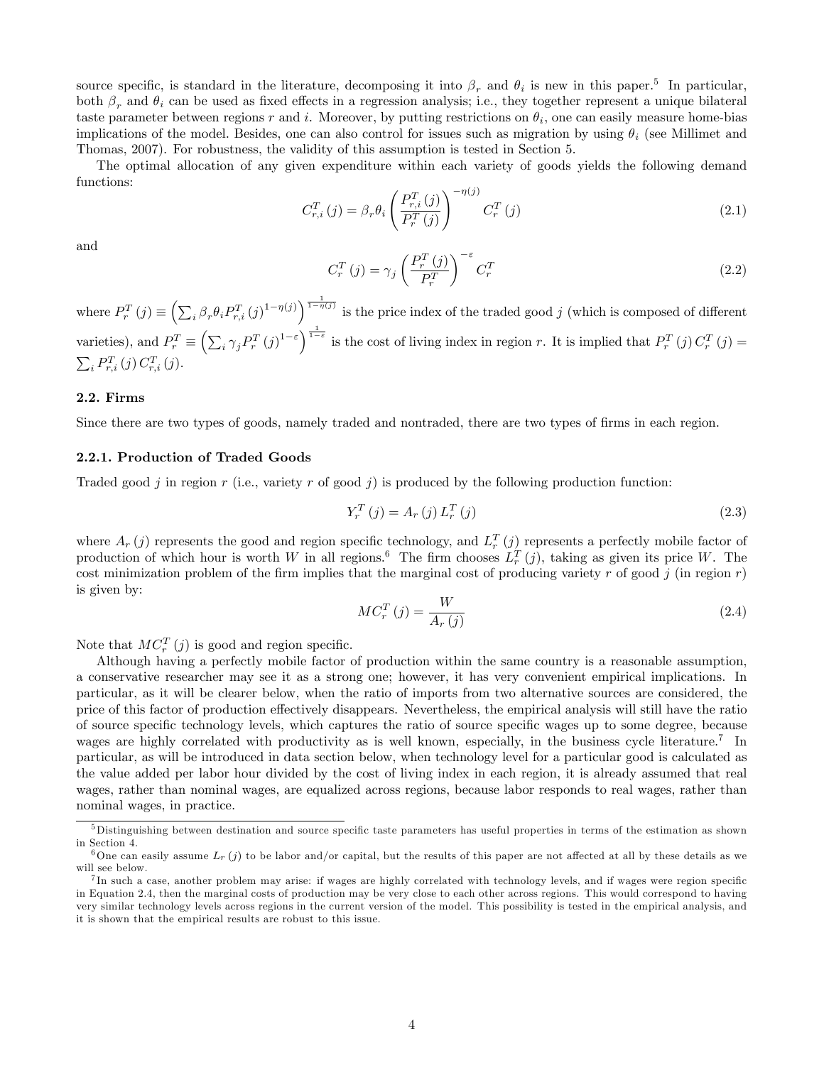source specific, is standard in the literature, decomposing it into $\beta_r$ and $\theta_i$ is new in this paper.[5] In particular, both $\beta_r$ and $\theta_i$ can be used as fixed effects in a regression analysis; i.e., they together represent a unique bilateral taste parameter between regions $r$ and $i$. Moreover, by putting restrictions on $\theta_i$, one can easily measure home-bias implications of the model. Besides, one can also control for issues such as migration by using $\theta_i$ (see Millimet and Thomas, 2007). For robustness, the validity of this assumption is tested in Section 5.

The optimal allocation of any given expenditure within each variety of goods yields the following demand functions:

$$C_{r,i}^{T}(j) = \beta_r \theta_i \left( \frac{P_{r,i}^{T}(j)}{P_r^{T}(j)} \right)^{-\eta(j)} C_r^{T}(j) \tag{2.1}$$

and

$$C_r^{T}(j) = \gamma_j \left( \frac{P_r^{T}(j)}{P_r^{T}} \right)^{-\varepsilon} C_r^{T} \tag{2.2}$$

where $P_r^{T}(j) \equiv \left( \sum_i \beta_r \theta_i P_{r,i}^{T}(j)^{1-\eta(j)} \right)^{\frac{1}{1-\eta(j)}}$ is the price index of the traded good $j$ (which is composed of different varieties), and $P_r^{T} \equiv \left( \sum_i \gamma_j P_r^{T}(j)^{1-\varepsilon} \right)^{\frac{1}{1-\varepsilon}}$ is the cost of living index in region $r$. It is implied that $P_r^{T}(j) C_r^{T}(j) = \sum_i P_{r,i}^{T}(j) C_{r,i}^{T}(j)$.

### 2.2. Firms

Since there are two types of goods, namely traded and nontraded, there are two types of firms in each region.

#### 2.2.1. Production of Traded Goods

Traded good $j$ in region $r$ (i.e., variety $r$ of good $j$) is produced by the following production function:

$$Y_r^{T}(j) = A_r(j) L_r^{T}(j) \tag{2.3}$$

where $A_r(j)$ represents the good and region specific technology, and $L_r^{T}(j)$ represents a perfectly mobile factor of production of which hour is worth $W$ in all regions.[6] The firm chooses $L_r^{T}(j)$, taking as given its price $W$. The cost minimization problem of the firm implies that the marginal cost of producing variety $r$ of good $j$ (in region $r$) is given by:

$$MC_r^{T}(j) = \frac{W}{A_r(j)} \tag{2.4}$$

Note that $MC_r^{T}(j)$ is good and region specific.

Although having a perfectly mobile factor of production within the same country is a reasonable assumption, a conservative researcher may see it as a strong one; however, it has very convenient empirical implications. In particular, as it will be clearer below, when the ratio of imports from two alternative sources are considered, the price of this factor of production effectively disappears. Nevertheless, the empirical analysis will still have the ratio of source specific technology levels, which captures the ratio of source specific wages up to some degree, because wages are highly correlated with productivity as is well known, especially, in the business cycle literature.[7] In particular, as will be introduced in data section below, when technology level for a particular good is calculated as the value added per labor hour divided by the cost of living index in each region, it is already assumed that real wages, rather than nominal wages, are equalized across regions, because labor responds to real wages, rather than nominal wages, in practice.

---

[5] Distinguishing between destination and source specific taste parameters has useful properties in terms of the estimation as shown in Section 4.

[6] One can easily assume $L_r(j)$ to be labor and/or capital, but the results of this paper are not affected at all by these details as we will see below.

[7] In such a case, another problem may arise: if wages are highly correlated with technology levels, and if wages were region specific in Equation 2.4, then the marginal costs of production may be very close to each other across regions. This would correspond to having very similar technology levels across regions in the current version of the model. This possibility is tested in the empirical analysis, and it is shown that the empirical results are robust to this issue.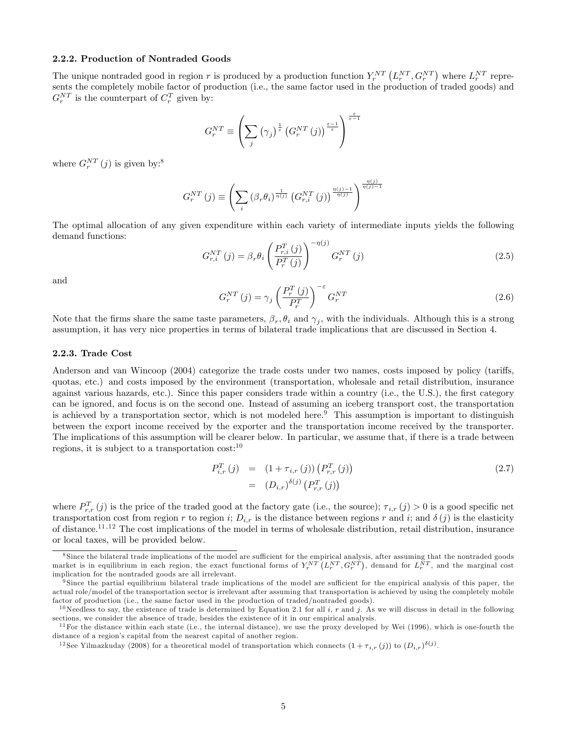### 2.2.2. Production of Nontraded Goods

The unique nontraded good in region $r$ is produced by a production function $Y_r^{NT}\left(L_r^{NT}, G_r^{NT}\right)$ where $L_r^{NT}$ represents the completely mobile factor of production (i.e., the same factor used in the production of traded goods) and $G_r^{NT}$ is the counterpart of $C_r^T$ given by:

$$G_r^{NT} \equiv \left( \sum_j \left(\gamma_j\right)^{\frac{1}{\varepsilon}} \left(G_r^{NT}(j)\right)^{\frac{\varepsilon-1}{\varepsilon}} \right)^{\frac{\varepsilon}{\varepsilon-1}}$$

where $G_r^{NT}(j)$ is given by:[8]

$$G_r^{NT}(j) \equiv \left( \sum_i \left(\beta_r \theta_i\right)^{\frac{1}{\eta(j)}} \left(G_{r,i}^{NT}(j)\right)^{\frac{\eta(j)-1}{\eta(j)}} \right)^{\frac{\eta(j)}{\eta(j)-1}}$$

The optimal allocation of any given expenditure within each variety of intermediate inputs yields the following demand functions:

$$G_{r,i}^{NT}(j) = \beta_r \theta_i \left( \frac{P_{r,i}^T(j)}{P_r^T(j)} \right)^{-\eta(j)} G_r^{NT}(j) \tag{2.5}$$

and

$$G_r^{NT}(j) = \gamma_j \left( \frac{P_r^T(j)}{P_r^T} \right)^{-\varepsilon} G_r^{NT} \tag{2.6}$$

Note that the firms share the same taste parameters, $\beta_r, \theta_i$ and $\gamma_j$, with the individuals. Although this is a strong assumption, it has very nice properties in terms of bilateral trade implications that are discussed in Section 4.

### 2.2.3. Trade Cost

Anderson and van Wincoop (2004) categorize the trade costs under two names, costs imposed by policy (tariffs, quotas, etc.) and costs imposed by the environment (transportation, wholesale and retail distribution, insurance against various hazards, etc.). Since this paper considers trade within a country (i.e., the U.S.), the first category can be ignored, and focus is on the second one. Instead of assuming an iceberg transport cost, the transportation is achieved by a transportation sector, which is not modeled here.[9] This assumption is important to distinguish between the export income received by the exporter and the transportation income received by the transporter. The implications of this assumption will be clearer below. In particular, we assume that, if there is a trade between regions, it is subject to a transportation cost:[10]

$$\begin{aligned} P_{i,r}^T(j) &= \left(1 + \tau_{i,r}(j)\right)\left(P_{r,r}^T(j)\right) \\ &= \left(D_{i,r}\right)^{\delta(j)}\left(P_{r,r}^T(j)\right) \end{aligned} \tag{2.7}$$

where $P_{r,r}^T(j)$ is the price of the traded good at the factory gate (i.e., the source); $\tau_{i,r}(j) > 0$ is a good specific net transportation cost from region $r$ to region $i$; $D_{i,r}$ is the distance between regions $r$ and $i$; and $\delta(j)$ is the elasticity of distance.[11,12] The cost implications of the model in terms of wholesale distribution, retail distribution, insurance or local taxes, will be provided below.

---

[8] Since the bilateral trade implications of the model are sufficient for the empirical analysis, after assuming that the nontraded goods market is in equilibrium in each region, the exact functional forms of $Y_r^{NT}\left(L_r^{NT}, G_r^{NT}\right)$, demand for $L_r^{NT}$, and the marginal cost implication for the nontraded goods are all irrelevant.

[9] Since the partial equilibrium bilateral trade implications of the model are sufficient for the empirical analysis of this paper, the actual role/model of the transportation sector is irrelevant after assuming that transportation is achieved by using the completely mobile factor of production (i.e., the same factor used in the production of traded/nontraded goods).

[10] Needless to say, the existence of trade is determined by Equation 2.1 for all $i$, $r$ and $j$. As we will discuss in detail in the following sections, we consider the absence of trade, besides the existence of it in our empirical analysis.

[11] For the distance within each state (i.e., the internal distance), we use the proxy developed by Wei (1996), which is one-fourth the distance of a region's capital from the nearest capital of another region.

[12] See Yilmazkuday (2008) for a theoretical model of transportation which connects $(1 + \tau_{i,r}(j))$ to $(D_{i,r})^{\delta(j)}$.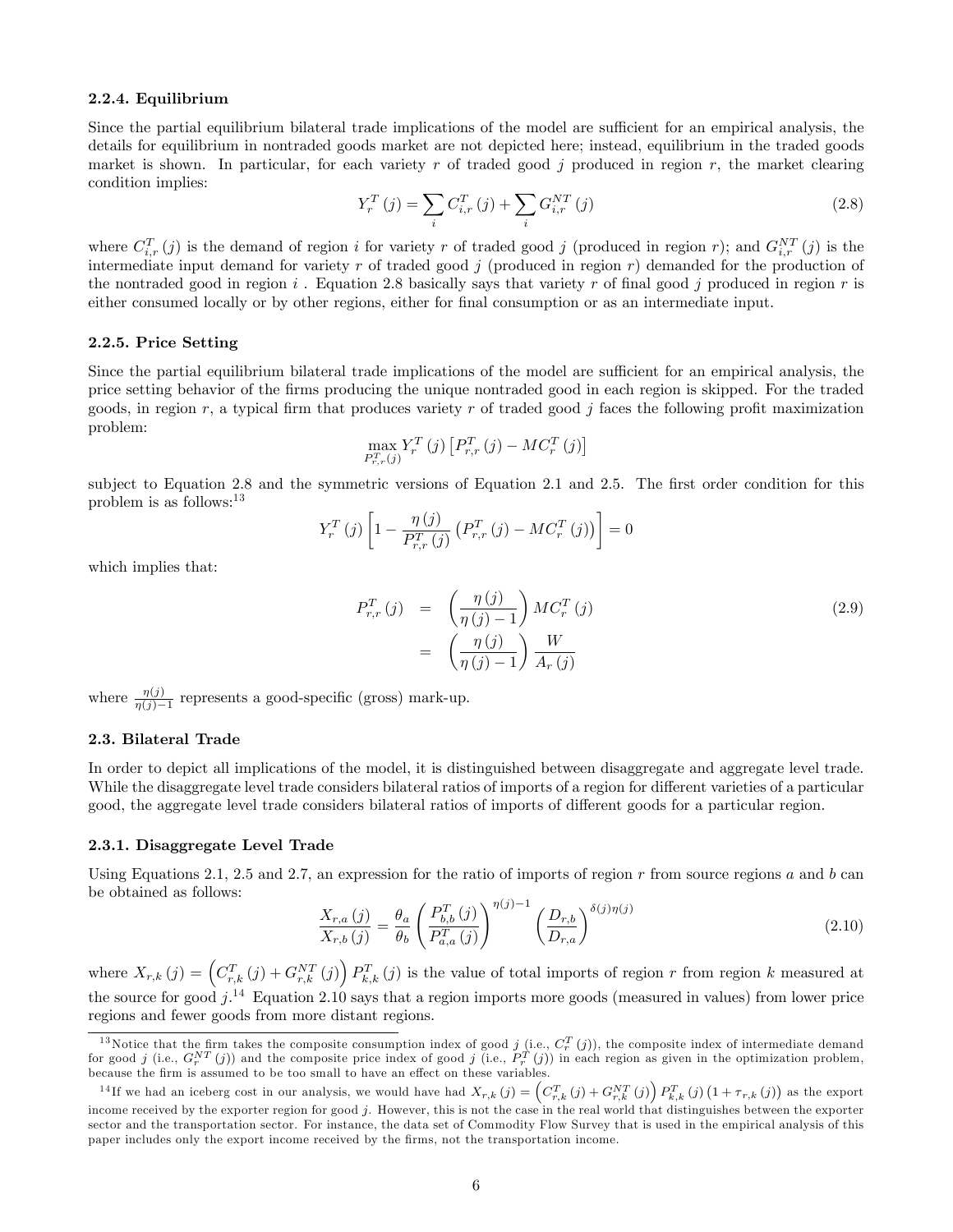### 2.2.4. Equilibrium

Since the partial equilibrium bilateral trade implications of the model are sufficient for an empirical analysis, the details for equilibrium in nontraded goods market are not depicted here; instead, equilibrium in the traded goods market is shown. In particular, for each variety $r$ of traded good $j$ produced in region $r$, the market clearing condition implies:

$$Y_r^T(j) = \sum_i C_{i,r}^T(j) + \sum_i G_{i,r}^{NT}(j) \tag{2.8}$$

where $C_{i,r}^T(j)$ is the demand of region $i$ for variety $r$ of traded good $j$ (produced in region $r$); and $G_{i,r}^{NT}(j)$ is the intermediate input demand for variety $r$ of traded good $j$ (produced in region $r$) demanded for the production of the nontraded good in region $i$ . Equation 2.8 basically says that variety $r$ of final good $j$ produced in region $r$ is either consumed locally or by other regions, either for final consumption or as an intermediate input.

### 2.2.5. Price Setting

Since the partial equilibrium bilateral trade implications of the model are sufficient for an empirical analysis, the price setting behavior of the firms producing the unique nontraded good in each region is skipped. For the traded goods, in region $r$, a typical firm that produces variety $r$ of traded good $j$ faces the following profit maximization problem:

$$\max_{P_{r,r}^T(j)} Y_r^T(j)\left[P_{r,r}^T(j) - MC_r^T(j)\right]$$

subject to Equation 2.8 and the symmetric versions of Equation 2.1 and 2.5. The first order condition for this problem is as follows:[13]

$$Y_r^T(j)\left[1 - \frac{\eta(j)}{P_{r,r}^T(j)}\left(P_{r,r}^T(j) - MC_r^T(j)\right)\right] = 0$$

which implies that:

$$\begin{aligned} P_{r,r}^T(j) &= \left(\frac{\eta(j)}{\eta(j)-1}\right) MC_r^T(j) \\ &= \left(\frac{\eta(j)}{\eta(j)-1}\right)\frac{W}{A_r(j)} \end{aligned} \tag{2.9}$$

where $\frac{\eta(j)}{\eta(j)-1}$ represents a good-specific (gross) mark-up.

## 2.3. Bilateral Trade

In order to depict all implications of the model, it is distinguished between disaggregate and aggregate level trade. While the disaggregate level trade considers bilateral ratios of imports of a region for different varieties of a particular good, the aggregate level trade considers bilateral ratios of imports of different goods for a particular region.

### 2.3.1. Disaggregate Level Trade

Using Equations 2.1, 2.5 and 2.7, an expression for the ratio of imports of region $r$ from source regions $a$ and $b$ can be obtained as follows:

$$\frac{X_{r,a}(j)}{X_{r,b}(j)} = \frac{\theta_a}{\theta_b}\left(\frac{P_{b,b}^T(j)}{P_{a,a}^T(j)}\right)^{\eta(j)-1}\left(\frac{D_{r,b}}{D_{r,a}}\right)^{\delta(j)\eta(j)} \tag{2.10}$$

where $X_{r,k}(j) = \left(C_{r,k}^T(j) + G_{r,k}^{NT}(j)\right)P_{k,k}^T(j)$ is the value of total imports of region $r$ from region $k$ measured at the source for good $j$.[14] Equation 2.10 says that a region imports more goods (measured in values) from lower price regions and fewer goods from more distant regions.

---

[13] Notice that the firm takes the composite consumption index of good $j$ (i.e., $C_r^T(j)$), the composite index of intermediate demand for good $j$ (i.e., $G_r^{NT}(j)$) and the composite price index of good $j$ (i.e., $P_r^T(j)$) in each region as given in the optimization problem, because the firm is assumed to be too small to have an effect on these variables.

[14] If we had an iceberg cost in our analysis, we would have had $X_{r,k}(j) = \left(C_{r,k}^T(j) + G_{r,k}^{NT}(j)\right)P_{k,k}^T(j)\left(1+\tau_{r,k}(j)\right)$ as the export income received by the exporter region for good $j$. However, this is not the case in the real world that distinguishes between the exporter sector and the transportation sector. For instance, the data set of Commodity Flow Survey that is used in the empirical analysis of this paper includes only the export income received by the firms, not the transportation income.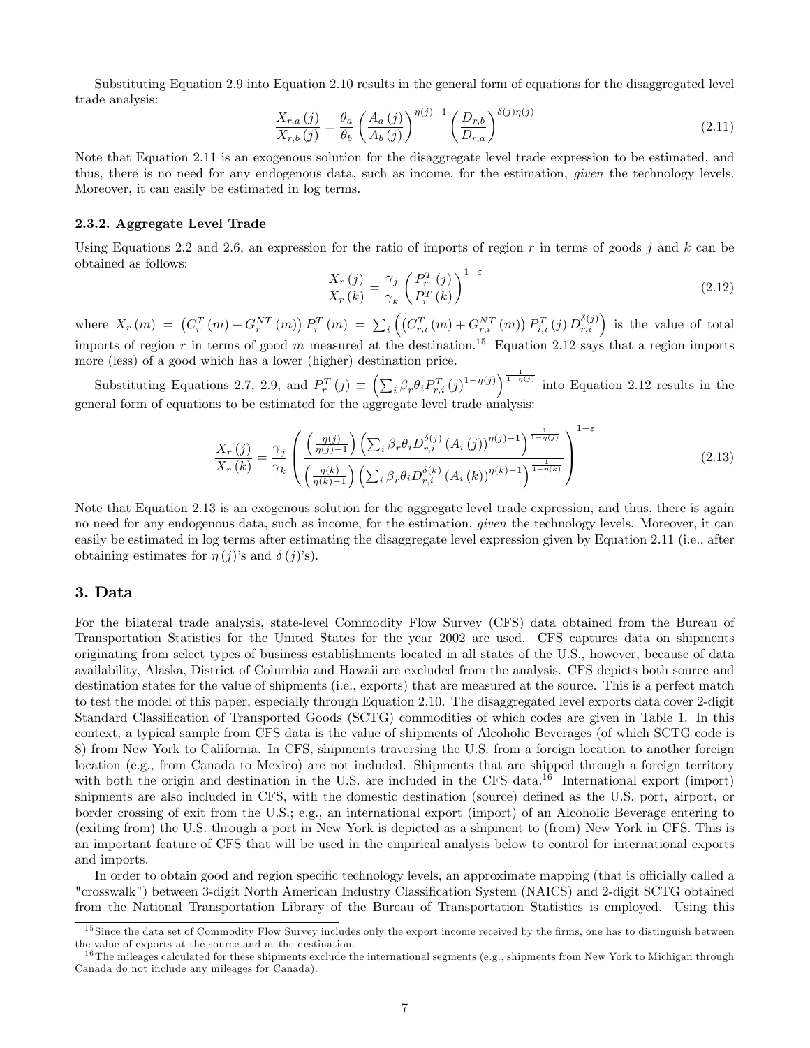Substituting Equation 2.9 into Equation 2.10 results in the general form of equations for the disaggregated level trade analysis:

$$\frac{X_{r,a}(j)}{X_{r,b}(j)} = \frac{\theta_a}{\theta_b}\left(\frac{A_a(j)}{A_b(j)}\right)^{\eta(j)-1}\left(\frac{D_{r,b}}{D_{r,a}}\right)^{\delta(j)\eta(j)} \tag{2.11}$$

Note that Equation 2.11 is an exogenous solution for the disaggregate level trade expression to be estimated, and thus, there is no need for any endogenous data, such as income, for the estimation, *given* the technology levels. Moreover, it can easily be estimated in log terms.

### 2.3.2. Aggregate Level Trade

Using Equations 2.2 and 2.6, an expression for the ratio of imports of region $r$ in terms of goods $j$ and $k$ can be obtained as follows:

$$\frac{X_r(j)}{X_r(k)} = \frac{\gamma_j}{\gamma_k}\left(\frac{P_r^T(j)}{P_r^T(k)}\right)^{1-\varepsilon} \tag{2.12}$$

where $X_r(m) = \left(C_r^T(m) + G_r^{NT}(m)\right)P_r^T(m) = \sum_i \left(\left(C_{r,i}^T(m) + G_{r,i}^{NT}(m)\right)P_{i,i}^T(j)\,D_{r,i}^{\delta(j)}\right)$ is the value of total imports of region $r$ in terms of good $m$ measured at the destination.[15] Equation 2.12 says that a region imports more (less) of a good which has a lower (higher) destination price.

Substituting Equations 2.7, 2.9, and $P_r^T(j) \equiv \left(\sum_i \beta_r\theta_i P_{r,i}^T(j)^{1-\eta(j)}\right)^{\frac{1}{1-\eta(j)}}$ into Equation 2.12 results in the general form of equations to be estimated for the aggregate level trade analysis:

$$\frac{X_r(j)}{X_r(k)} = \frac{\gamma_j}{\gamma_k}\left(\frac{\left(\frac{\eta(j)}{\eta(j)-1}\right)\left(\sum_i \beta_r\theta_i D_{r,i}^{\delta(j)}\left(A_i(j)\right)^{\eta(j)-1}\right)^{\frac{1}{1-\eta(j)}}}{\left(\frac{\eta(k)}{\eta(k)-1}\right)\left(\sum_i \beta_r\theta_i D_{r,i}^{\delta(k)}\left(A_i(k)\right)^{\eta(k)-1}\right)^{\frac{1}{1-\eta(k)}}}\right)^{1-\varepsilon} \tag{2.13}$$

Note that Equation 2.13 is an exogenous solution for the aggregate level trade expression, and thus, there is again no need for any endogenous data, such as income, for the estimation, *given* the technology levels. Moreover, it can easily be estimated in log terms after estimating the disaggregate level expression given by Equation 2.11 (i.e., after obtaining estimates for $\eta(j)$'s and $\delta(j)$'s).

## 3. Data

For the bilateral trade analysis, state-level Commodity Flow Survey (CFS) data obtained from the Bureau of Transportation Statistics for the United States for the year 2002 are used. CFS captures data on shipments originating from select types of business establishments located in all states of the U.S., however, because of data availability, Alaska, District of Columbia and Hawaii are excluded from the analysis. CFS depicts both source and destination states for the value of shipments (i.e., exports) that are measured at the source. This is a perfect match to test the model of this paper, especially through Equation 2.10. The disaggregated level exports data cover 2-digit Standard Classification of Transported Goods (SCTG) commodities of which codes are given in Table 1. In this context, a typical sample from CFS data is the value of shipments of Alcoholic Beverages (of which SCTG code is 8) from New York to California. In CFS, shipments traversing the U.S. from a foreign location to another foreign location (e.g., from Canada to Mexico) are not included. Shipments that are shipped through a foreign territory with both the origin and destination in the U.S. are included in the CFS data.[16] International export (import) shipments are also included in CFS, with the domestic destination (source) defined as the U.S. port, airport, or border crossing of exit from the U.S.; e.g., an international export (import) of an Alcoholic Beverage entering to (exiting from) the U.S. through a port in New York is depicted as a shipment to (from) New York in CFS. This is an important feature of CFS that will be used in the empirical analysis below to control for international exports and imports.

In order to obtain good and region specific technology levels, an approximate mapping (that is officially called a "crosswalk") between 3-digit North American Industry Classification System (NAICS) and 2-digit SCTG obtained from the National Transportation Library of the Bureau of Transportation Statistics is employed. Using this

[15] Since the data set of Commodity Flow Survey includes only the export income received by the firms, one has to distinguish between the value of exports at the source and at the destination.

[16] The mileages calculated for these shipments exclude the international segments (e.g., shipments from New York to Michigan through Canada do not include any mileages for Canada).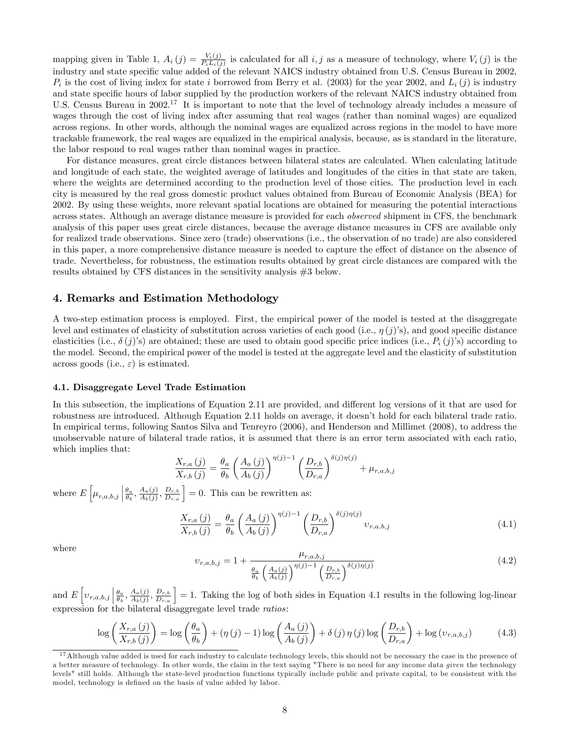mapping given in Table 1, $A_i(j) = \frac{V_i(j)}{P_i L_i(j)}$ is calculated for all $i, j$ as a measure of technology, where $V_i(j)$ is the industry and state specific value added of the relevant NAICS industry obtained from U.S. Census Bureau in 2002, $P_i$ is the cost of living index for state $i$ borrowed from Berry et al. (2003) for the year 2002, and $L_i(j)$ is industry and state specific hours of labor supplied by the production workers of the relevant NAICS industry obtained from U.S. Census Bureau in 2002.[17] It is important to note that the level of technology already includes a measure of wages through the cost of living index after assuming that real wages (rather than nominal wages) are equalized across regions. In other words, although the nominal wages are equalized across regions in the model to have more trackable framework, the real wages are equalized in the empirical analysis, because, as is standard in the literature, the labor respond to real wages rather than nominal wages in practice.

For distance measures, great circle distances between bilateral states are calculated. When calculating latitude and longitude of each state, the weighted average of latitudes and longitudes of the cities in that state are taken, where the weights are determined according to the production level of those cities. The production level in each city is measured by the real gross domestic product values obtained from Bureau of Economic Analysis (BEA) for 2002. By using these weights, more relevant spatial locations are obtained for measuring the potential interactions across states. Although an average distance measure is provided for each *observed* shipment in CFS, the benchmark analysis of this paper uses great circle distances, because the average distance measures in CFS are available only for realized trade observations. Since zero (trade) observations (i.e., the observation of no trade) are also considered in this paper, a more comprehensive distance measure is needed to capture the effect of distance on the absence of trade. Nevertheless, for robustness, the estimation results obtained by great circle distances are compared with the results obtained by CFS distances in the sensitivity analysis #3 below.

## 4. Remarks and Estimation Methodology

A two-step estimation process is employed. First, the empirical power of the model is tested at the disaggregate level and estimates of elasticity of substitution across varieties of each good (i.e., $\eta(j)$'s), and good specific distance elasticities (i.e., $\delta(j)$'s) are obtained; these are used to obtain good specific price indices (i.e., $P_i(j)$'s) according to the model. Second, the empirical power of the model is tested at the aggregate level and the elasticity of substitution across goods (i.e., $\varepsilon$) is estimated.

### 4.1. Disaggregate Level Trade Estimation

In this subsection, the implications of Equation 2.11 are provided, and different log versions of it that are used for robustness are introduced. Although Equation 2.11 holds on average, it doesn't hold for each bilateral trade ratio. In empirical terms, following Santos Silva and Tenreyro (2006), and Henderson and Millimet (2008), to address the unobservable nature of bilateral trade ratios, it is assumed that there is an error term associated with each ratio, which implies that:

$$\frac{X_{r,a}(j)}{X_{r,b}(j)} = \frac{\theta_a}{\theta_b}\left(\frac{A_a(j)}{A_b(j)}\right)^{\eta(j)-1}\left(\frac{D_{r,b}}{D_{r,a}}\right)^{\delta(j)\eta(j)} + \mu_{r,a,b,j}$$

where $E\left[\mu_{r,a,b,j}\left|\frac{\theta_a}{\theta_b}, \frac{A_a(j)}{A_b(j)}, \frac{D_{r,b}}{D_{r,a}}\right.\right] = 0$. This can be rewritten as:

$$\frac{X_{r,a}(j)}{X_{r,b}(j)} = \frac{\theta_a}{\theta_b}\left(\frac{A_a(j)}{A_b(j)}\right)^{\eta(j)-1}\left(\frac{D_{r,b}}{D_{r,a}}\right)^{\delta(j)\eta(j)} \upsilon_{r,a,b,j} \tag{4.1}$$

where

$$\upsilon_{r,a,b,j} = 1 + \frac{\mu_{r,a,b,j}}{\frac{\theta_a}{\theta_b}\left(\frac{A_a(j)}{A_b(j)}\right)^{\eta(j)-1}\left(\frac{D_{r,b}}{D_{r,a}}\right)^{\delta(j)\eta(j)}} \tag{4.2}$$

and $E\left[\upsilon_{r,a,b,j}\left|\frac{\theta_a}{\theta_b}, \frac{A_a(j)}{A_b(j)}, \frac{D_{r,b}}{D_{r,a}}\right.\right] = 1$. Taking the log of both sides in Equation 4.1 results in the following log-linear expression for the bilateral disaggregate level trade *ratios*:

$$\log\left(\frac{X_{r,a}(j)}{X_{r,b}(j)}\right) = \log\left(\frac{\theta_a}{\theta_b}\right) + (\eta(j)-1)\log\left(\frac{A_a(j)}{A_b(j)}\right) + \delta(j)\eta(j)\log\left(\frac{D_{r,b}}{D_{r,a}}\right) + \log(\upsilon_{r,a,b,j}) \tag{4.3}$$

[17] Although value added is used for each industry to calculate technology levels, this should not be necessary the case in the presence of a better measure of technology. In other words, the claim in the text saying "There is no need for any income data *given* the technology levels" still holds. Although the state-level production functions typically include public and private capital, to be consistent with the model, technology is defined on the basis of value added by labor.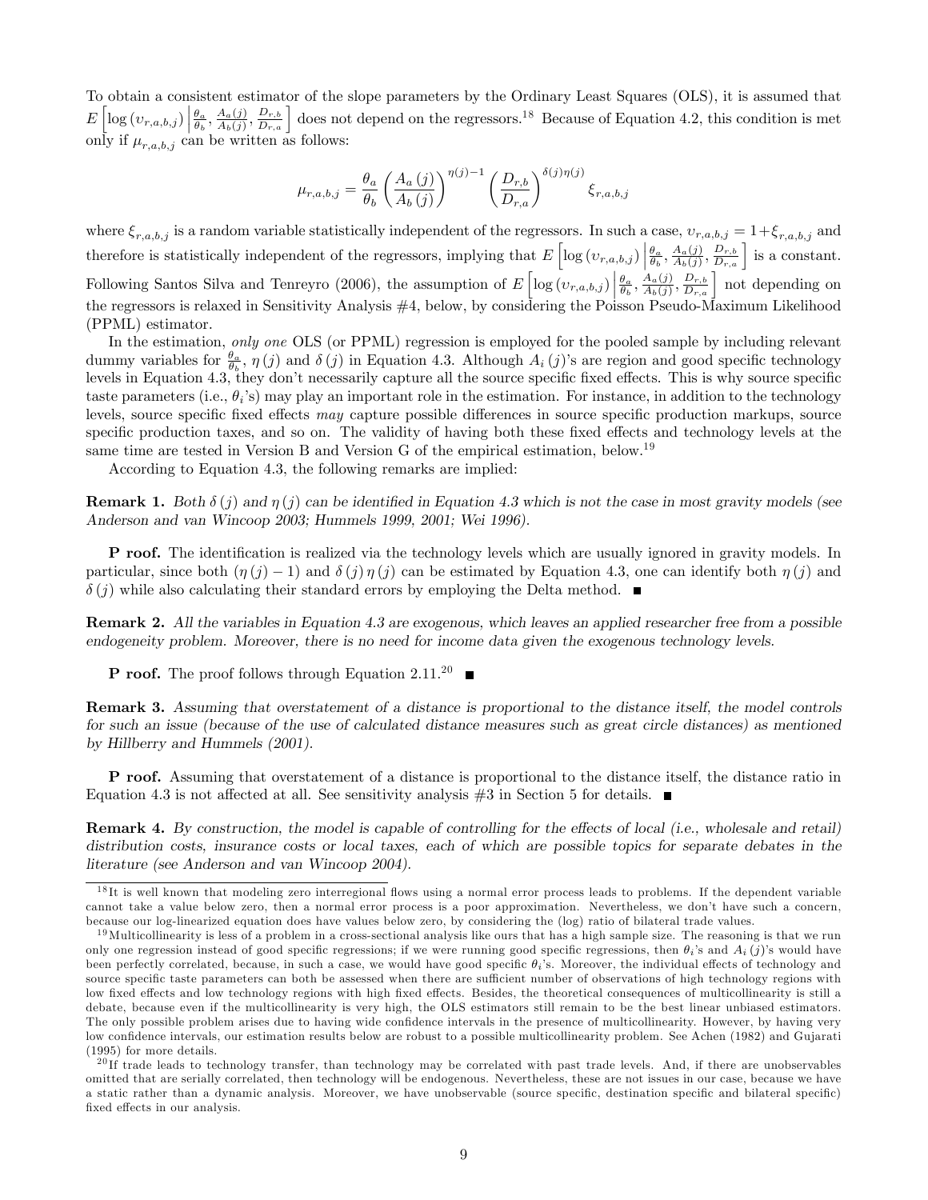To obtain a consistent estimator of the slope parameters by the Ordinary Least Squares (OLS), it is assumed that $E\left[\log\left(\upsilon_{r,a,b,j}\right) \middle| \frac{\theta_a}{\theta_b}, \frac{A_a(j)}{A_b(j)}, \frac{D_{r,b}}{D_{r,a}}\right]$ does not depend on the regressors.[18] Because of Equation 4.2, this condition is met only if $\mu_{r,a,b,j}$ can be written as follows:

$$\mu_{r,a,b,j} = \frac{\theta_a}{\theta_b}\left(\frac{A_a(j)}{A_b(j)}\right)^{\eta(j)-1}\left(\frac{D_{r,b}}{D_{r,a}}\right)^{\delta(j)\eta(j)}\xi_{r,a,b,j}$$

where $\xi_{r,a,b,j}$ is a random variable statistically independent of the regressors. In such a case, $\upsilon_{r,a,b,j} = 1+\xi_{r,a,b,j}$ and therefore is statistically independent of the regressors, implying that $E\left[\log\left(\upsilon_{r,a,b,j}\right) \middle| \frac{\theta_a}{\theta_b}, \frac{A_a(j)}{A_b(j)}, \frac{D_{r,b}}{D_{r,a}}\right]$ is a constant. Following Santos Silva and Tenreyro (2006), the assumption of $E\left[\log\left(\upsilon_{r,a,b,j}\right) \middle| \frac{\theta_a}{\theta_b}, \frac{A_a(j)}{A_b(j)}, \frac{D_{r,b}}{D_{r,a}}\right]$ not depending on the regressors is relaxed in Sensitivity Analysis #4, below, by considering the Poisson Pseudo-Maximum Likelihood (PPML) estimator.

In the estimation, *only one* OLS (or PPML) regression is employed for the pooled sample by including relevant dummy variables for $\frac{\theta_a}{\theta_b}$, $\eta(j)$ and $\delta(j)$ in Equation 4.3. Although $A_i(j)$'s are region and good specific technology levels in Equation 4.3, they don't necessarily capture all the source specific fixed effects. This is why source specific taste parameters (i.e., $\theta_i$'s) may play an important role in the estimation. For instance, in addition to the technology levels, source specific fixed effects *may* capture possible differences in source specific production markups, source specific production taxes, and so on. The validity of having both these fixed effects and technology levels at the same time are tested in Version B and Version G of the empirical estimation, below.[19]

According to Equation 4.3, the following remarks are implied:

**Remark 1.** *Both $\delta(j)$ and $\eta(j)$ can be identified in Equation 4.3 which is not the case in most gravity models (see Anderson and van Wincoop 2003; Hummels 1999, 2001; Wei 1996).*

**Proof.** The identification is realized via the technology levels which are usually ignored in gravity models. In particular, since both $(\eta(j)-1)$ and $\delta(j)\eta(j)$ can be estimated by Equation 4.3, one can identify both $\eta(j)$ and $\delta(j)$ while also calculating their standard errors by employing the Delta method. ■

**Remark 2.** *All the variables in Equation 4.3 are exogenous, which leaves an applied researcher free from a possible endogeneity problem. Moreover, there is no need for income data given the exogenous technology levels.*

**Proof.** The proof follows through Equation 2.11.[20] ■

**Remark 3.** *Assuming that overstatement of a distance is proportional to the distance itself, the model controls for such an issue (because of the use of calculated distance measures such as great circle distances) as mentioned by Hillberry and Hummels (2001).*

**Proof.** Assuming that overstatement of a distance is proportional to the distance itself, the distance ratio in Equation 4.3 is not affected at all. See sensitivity analysis #3 in Section 5 for details. ■

**Remark 4.** *By construction, the model is capable of controlling for the effects of local (i.e., wholesale and retail) distribution costs, insurance costs or local taxes, each of which are possible topics for separate debates in the literature (see Anderson and van Wincoop 2004).*

---

[18] It is well known that modeling zero interregional flows using a normal error process leads to problems. If the dependent variable cannot take a value below zero, then a normal error process is a poor approximation. Nevertheless, we don't have such a concern, because our log-linearized equation does have values below zero, by considering the (log) ratio of bilateral trade values.

[19] Multicollinearity is less of a problem in a cross-sectional analysis like ours that has a high sample size. The reasoning is that we run only one regression instead of good specific regressions; if we were running good specific regressions, then $\theta_i$'s and $A_i(j)$'s would have been perfectly correlated, because, in such a case, we would have good specific $\theta_i$'s. Moreover, the individual effects of technology and source specific taste parameters can both be assessed when there are sufficient number of observations of high technology regions with low fixed effects and low technology regions with high fixed effects. Besides, the theoretical consequences of multicollinearity is still a debate, because even if the multicollinearity is very high, the OLS estimators still remain to be the best linear unbiased estimators. The only possible problem arises due to having wide confidence intervals in the presence of multicollinearity. However, by having very low confidence intervals, our estimation results below are robust to a possible multicollinearity problem. See Achen (1982) and Gujarati (1995) for more details.

[20] If trade leads to technology transfer, than technology may be correlated with past trade levels. And, if there are unobservables omitted that are serially correlated, then technology will be endogenous. Nevertheless, these are not issues in our case, because we have a static rather than a dynamic analysis. Moreover, we have unobservable (source specific, destination specific and bilateral specific) fixed effects in our analysis.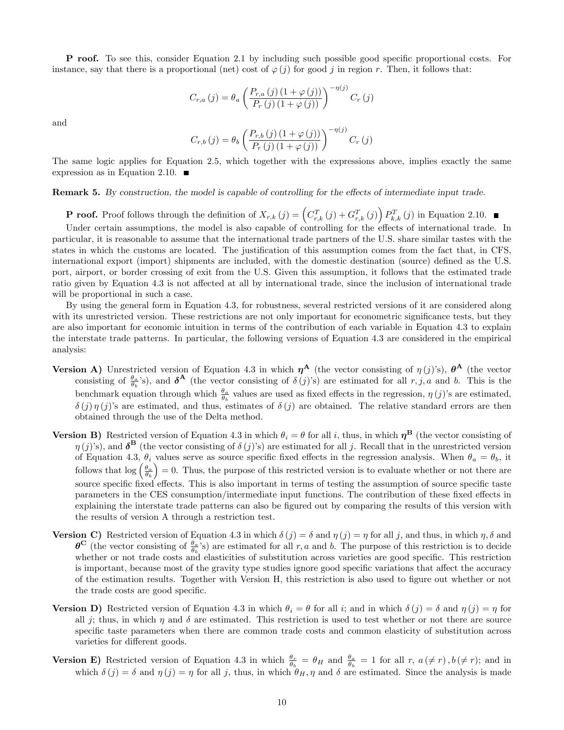**P roof.** To see this, consider Equation 2.1 by including such possible good specific proportional costs. For instance, say that there is a proportional (net) cost of $\varphi(j)$ for good $j$ in region $r$. Then, it follows that:

$$C_{r,a}(j) = \theta_a \left( \frac{P_{r,a}(j)(1+\varphi(j))}{P_r(j)(1+\varphi(j))} \right)^{-\eta(j)} C_r(j)$$

and

$$C_{r,b}(j) = \theta_b \left( \frac{P_{r,b}(j)(1+\varphi(j))}{P_r(j)(1+\varphi(j))} \right)^{-\eta(j)} C_r(j)$$

The same logic applies for Equation 2.5, which together with the expressions above, implies exactly the same expression as in Equation 2.10. ■

**Remark 5.** *By construction, the model is capable of controlling for the effects of intermediate input trade.*

**P roof.** Proof follows through the definition of $X_{r,k}(j) = \left( C_{r,k}^T(j) + G_{r,k}^T(j) \right) P_{k,k}^T(j)$ in Equation 2.10. ■

Under certain assumptions, the model is also capable of controlling for the effects of international trade. In particular, it is reasonable to assume that the international trade partners of the U.S. share similar tastes with the states in which the customs are located. The justification of this assumption comes from the fact that, in CFS, international export (import) shipments are included, with the domestic destination (source) defined as the U.S. port, airport, or border crossing of exit from the U.S. Given this assumption, it follows that the estimated trade ratio given by Equation 4.3 is not affected at all by international trade, since the inclusion of international trade will be proportional in such a case.

By using the general form in Equation 4.3, for robustness, several restricted versions of it are considered along with its unrestricted version. These restrictions are not only important for econometric significance tests, but they are also important for economic intuition in terms of the contribution of each variable in Equation 4.3 to explain the interstate trade patterns. In particular, the following versions of Equation 4.3 are considered in the empirical analysis:

**Version A)** Unrestricted version of Equation 4.3 in which $\boldsymbol{\eta}^{\mathbf{A}}$ (the vector consisting of $\eta(j)$'s), $\boldsymbol{\theta}^{\mathbf{A}}$ (the vector consisting of $\frac{\theta_a}{\theta_b}$'s), and $\boldsymbol{\delta}^{\mathbf{A}}$ (the vector consisting of $\delta(j)$'s) are estimated for all $r, j, a$ and $b$. This is the benchmark equation through which $\frac{\theta_a}{\theta_b}$ values are used as fixed effects in the regression, $\eta(j)$'s are estimated, $\delta(j)\eta(j)$'s are estimated, and thus, estimates of $\delta(j)$ are obtained. The relative standard errors are then obtained through the use of the Delta method.

**Version B)** Restricted version of Equation 4.3 in which $\theta_i = \theta$ for all $i$, thus, in which $\boldsymbol{\eta}^{\mathbf{B}}$ (the vector consisting of $\eta(j)$'s), and $\boldsymbol{\delta}^{\mathbf{B}}$ (the vector consisting of $\delta(j)$'s) are estimated for all $j$. Recall that in the unrestricted version of Equation 4.3, $\theta_i$ values serve as source specific fixed effects in the regression analysis. When $\theta_a = \theta_b$, it follows that $\log\left(\frac{\theta_a}{\theta_b}\right) = 0$. Thus, the purpose of this restricted version is to evaluate whether or not there are source specific fixed effects. This is also important in terms of testing the assumption of source specific taste parameters in the CES consumption/intermediate input functions. The contribution of these fixed effects in explaining the interstate trade patterns can also be figured out by comparing the results of this version with the results of version A through a restriction test.

**Version C)** Restricted version of Equation 4.3 in which $\delta(j) = \delta$ and $\eta(j) = \eta$ for all $j$, and thus, in which $\eta, \delta$ and $\boldsymbol{\theta}^{\mathbf{C}}$ (the vector consisting of $\frac{\theta_a}{\theta_b}$'s) are estimated for all $r, a$ and $b$. The purpose of this restriction is to decide whether or not trade costs and elasticities of substitution across varieties are good specific. This restriction is important, because most of the gravity type studies ignore good specific variations that affect the accuracy of the estimation results. Together with Version H, this restriction is also used to figure out whether or not the trade costs are good specific.

**Version D)** Restricted version of Equation 4.3 in which $\theta_i = \theta$ for all $i$; and in which $\delta(j) = \delta$ and $\eta(j) = \eta$ for all $j$; thus, in which $\eta$ and $\delta$ are estimated. This restriction is used to test whether or not there are source specific taste parameters when there are common trade costs and common elasticity of substitution across varieties for different goods.

**Version E)** Restricted version of Equation 4.3 in which $\frac{\theta_r}{\theta_b} = \theta_H$ and $\frac{\theta_a}{\theta_b} = 1$ for all $r$, $a(\neq r)$, $b(\neq r)$; and in which $\delta(j) = \delta$ and $\eta(j) = \eta$ for all $j$, thus, in which $\theta_H, \eta$ and $\delta$ are estimated. Since the analysis is made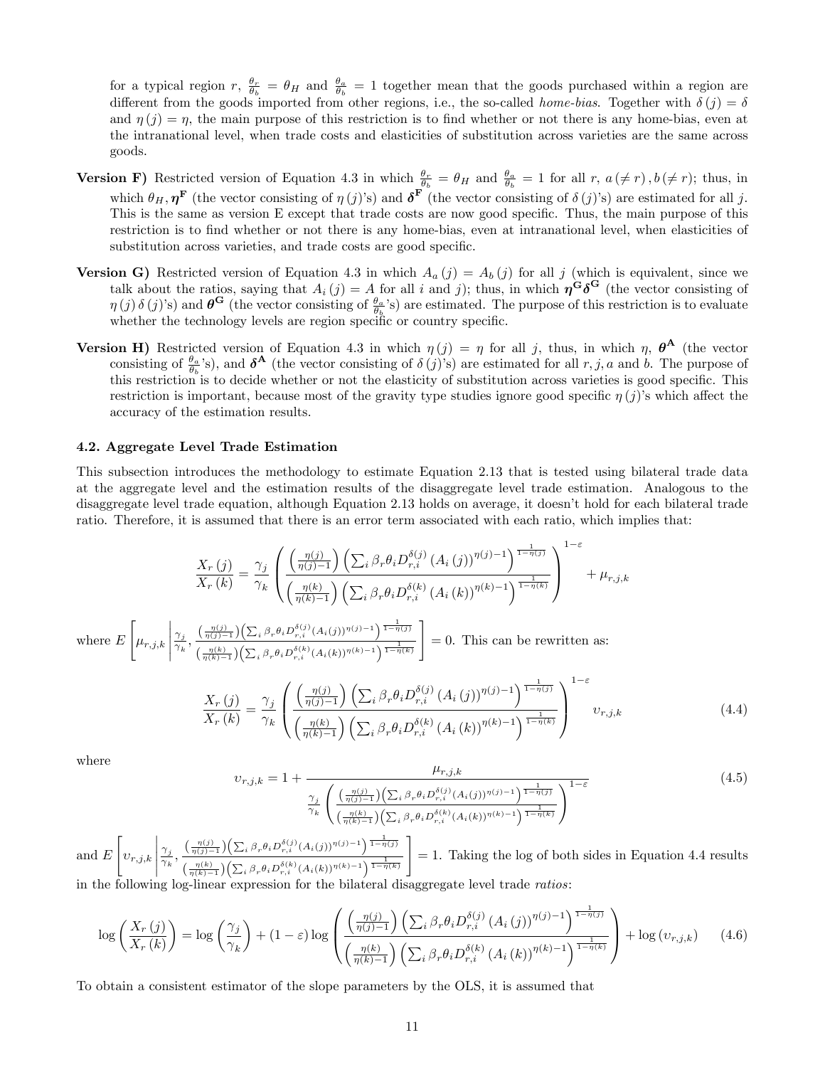for a typical region $r$, $\frac{\theta_r}{\theta_b} = \theta_H$ and $\frac{\theta_a}{\theta_b} = 1$ together mean that the goods purchased within a region are different from the goods imported from other regions, i.e., the so-called *home-bias*. Together with $\delta(j) = \delta$ and $\eta(j) = \eta$, the main purpose of this restriction is to find whether or not there is any home-bias, even at the intranational level, when trade costs and elasticities of substitution across varieties are the same across goods.

**Version F)** Restricted version of Equation 4.3 in which $\frac{\theta_r}{\theta_b} = \theta_H$ and $\frac{\theta_a}{\theta_b} = 1$ for all $r$, $a(\neq r)$, $b(\neq r)$; thus, in which $\theta_H, \boldsymbol{\eta}^{\mathbf{F}}$ (the vector consisting of $\eta(j)$'s) and $\boldsymbol{\delta}^{\mathbf{F}}$ (the vector consisting of $\delta(j)$'s) are estimated for all $j$. This is the same as version E except that trade costs are now good specific. Thus, the main purpose of this restriction is to find whether or not there is any home-bias, even at intranational level, when elasticities of substitution across varieties, and trade costs are good specific.

**Version G)** Restricted version of Equation 4.3 in which $A_a(j) = A_b(j)$ for all $j$ (which is equivalent, since we talk about the ratios, saying that $A_i(j) = A$ for all $i$ and $j$); thus, in which $\boldsymbol{\eta}^{\mathbf{G}}\boldsymbol{\delta}^{\mathbf{G}}$ (the vector consisting of $\eta(j)\delta(j)$'s) and $\boldsymbol{\theta}^{\mathbf{G}}$ (the vector consisting of $\frac{\theta_a}{\theta_b}$'s) are estimated. The purpose of this restriction is to evaluate whether the technology levels are region specific or country specific.

**Version H)** Restricted version of Equation 4.3 in which $\eta(j) = \eta$ for all $j$, thus, in which $\eta$, $\boldsymbol{\theta}^{\mathbf{A}}$ (the vector consisting of $\frac{\theta_a}{\theta_b}$'s), and $\boldsymbol{\delta}^{\mathbf{A}}$ (the vector consisting of $\delta(j)$'s) are estimated for all $r, j, a$ and $b$. The purpose of this restriction is to decide whether or not the elasticity of substitution across varieties is good specific. This restriction is important, because most of the gravity type studies ignore good specific $\eta(j)$'s which affect the accuracy of the estimation results.

### 4.2. Aggregate Level Trade Estimation

This subsection introduces the methodology to estimate Equation 2.13 that is tested using bilateral trade data at the aggregate level and the estimation results of the disaggregate level trade estimation. Analogous to the disaggregate level trade equation, although Equation 2.13 holds on average, it doesn't hold for each bilateral trade ratio. Therefore, it is assumed that there is an error term associated with each ratio, which implies that:

$$\frac{X_r(j)}{X_r(k)} = \frac{\gamma_j}{\gamma_k}\left(\frac{\left(\frac{\eta(j)}{\eta(j)-1}\right)\left(\sum_i \beta_r\theta_i D_{r,i}^{\delta(j)}\left(A_i(j)\right)^{\eta(j)-1}\right)^{\frac{1}{1-\eta(j)}}}{\left(\frac{\eta(k)}{\eta(k)-1}\right)\left(\sum_i \beta_r\theta_i D_{r,i}^{\delta(k)}\left(A_i(k)\right)^{\eta(k)-1}\right)^{\frac{1}{1-\eta(k)}}}\right)^{1-\varepsilon} + \mu_{r,j,k}$$

where $E\left[\mu_{r,j,k}\left|\frac{\gamma_j}{\gamma_k}, \frac{\left(\frac{\eta(j)}{\eta(j)-1}\right)\left(\sum_i \beta_r\theta_i D_{r,i}^{\delta(j)}(A_i(j))^{\eta(j)-1}\right)^{\frac{1}{1-\eta(j)}}}{\left(\frac{\eta(k)}{\eta(k)-1}\right)\left(\sum_i \beta_r\theta_i D_{r,i}^{\delta(k)}(A_i(k))^{\eta(k)-1}\right)^{\frac{1}{1-\eta(k)}}}\right.\right] = 0$. This can be rewritten as:

$$\frac{X_r(j)}{X_r(k)} = \frac{\gamma_j}{\gamma_k}\left(\frac{\left(\frac{\eta(j)}{\eta(j)-1}\right)\left(\sum_i \beta_r\theta_i D_{r,i}^{\delta(j)}\left(A_i(j)\right)^{\eta(j)-1}\right)^{\frac{1}{1-\eta(j)}}}{\left(\frac{\eta(k)}{\eta(k)-1}\right)\left(\sum_i \beta_r\theta_i D_{r,i}^{\delta(k)}\left(A_i(k)\right)^{\eta(k)-1}\right)^{\frac{1}{1-\eta(k)}}}\right)^{1-\varepsilon} \upsilon_{r,j,k} \tag{4.4}$$

where

$$\upsilon_{r,j,k} = 1 + \frac{\mu_{r,j,k}}{\frac{\gamma_j}{\gamma_k}\left(\frac{\left(\frac{\eta(j)}{\eta(j)-1}\right)\left(\sum_i \beta_r\theta_i D_{r,i}^{\delta(j)}(A_i(j))^{\eta(j)-1}\right)^{\frac{1}{1-\eta(j)}}}{\left(\frac{\eta(k)}{\eta(k)-1}\right)\left(\sum_i \beta_r\theta_i D_{r,i}^{\delta(k)}(A_i(k))^{\eta(k)-1}\right)^{\frac{1}{1-\eta(k)}}}\right)^{1-\varepsilon}} \tag{4.5}$$

and $E\left[\upsilon_{r,j,k}\left|\frac{\gamma_j}{\gamma_k}, \frac{\left(\frac{\eta(j)}{\eta(j)-1}\right)\left(\sum_i \beta_r\theta_i D_{r,i}^{\delta(j)}(A_i(j))^{\eta(j)-1}\right)^{\frac{1}{1-\eta(j)}}}{\left(\frac{\eta(k)}{\eta(k)-1}\right)\left(\sum_i \beta_r\theta_i D_{r,i}^{\delta(k)}(A_i(k))^{\eta(k)-1}\right)^{\frac{1}{1-\eta(k)}}}\right.\right] = 1$. Taking the log of both sides in Equation 4.4 results in the following log-linear expression for the bilateral disaggregate level trade *ratios*:

$$\log\left(\frac{X_r(j)}{X_r(k)}\right) = \log\left(\frac{\gamma_j}{\gamma_k}\right) + (1-\varepsilon)\log\left(\frac{\left(\frac{\eta(j)}{\eta(j)-1}\right)\left(\sum_i \beta_r\theta_i D_{r,i}^{\delta(j)}\left(A_i(j)\right)^{\eta(j)-1}\right)^{\frac{1}{1-\eta(j)}}}{\left(\frac{\eta(k)}{\eta(k)-1}\right)\left(\sum_i \beta_r\theta_i D_{r,i}^{\delta(k)}\left(A_i(k)\right)^{\eta(k)-1}\right)^{\frac{1}{1-\eta(k)}}}\right) + \log\left(\upsilon_{r,j,k}\right) \tag{4.6}$$

To obtain a consistent estimator of the slope parameters by the OLS, it is assumed that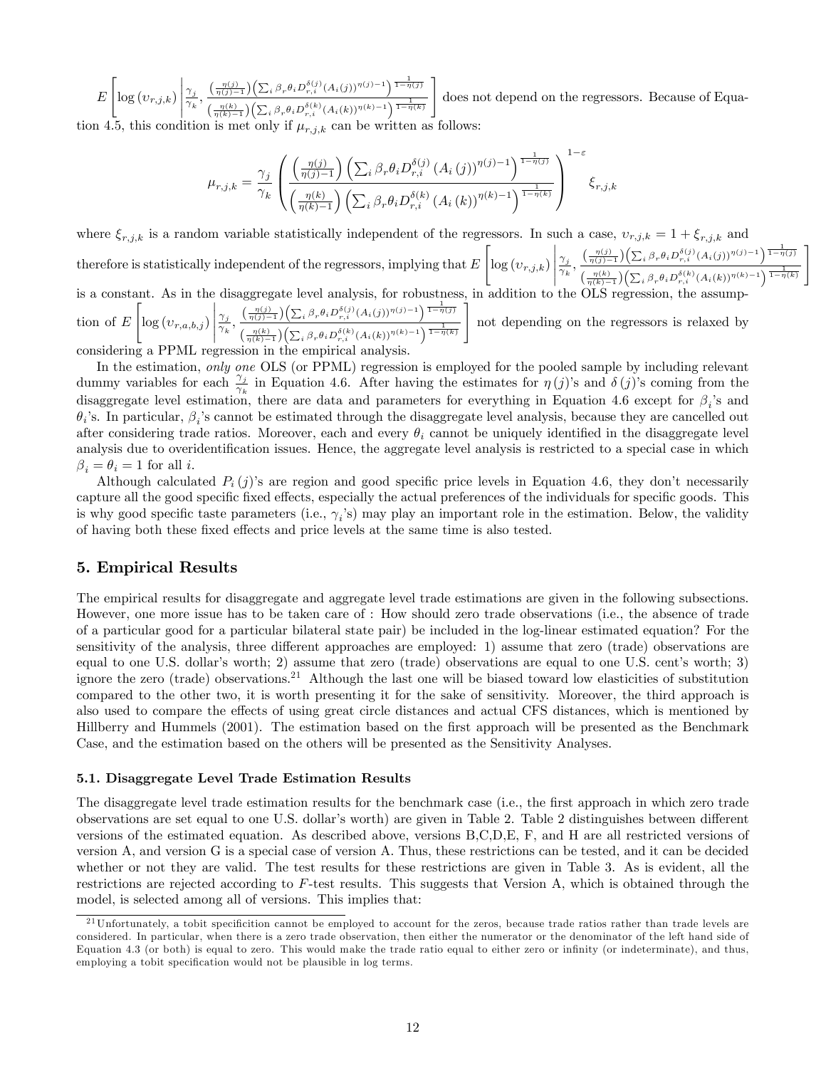$E\left[\log\left(\upsilon_{r,j,k}\right)\middle|\frac{\gamma_j}{\gamma_k},\frac{\left(\frac{\eta(j)}{\eta(j)-1}\right)\left(\sum_i \beta_r\theta_i D_{r,i}^{\delta(j)}(A_i(j))^{\eta(j)-1}\right)^{\frac{1}{1-\eta(j)}}}{\left(\frac{\eta(k)}{\eta(k)-1}\right)\left(\sum_i \beta_r\theta_i D_{r,i}^{\delta(k)}(A_i(k))^{\eta(k)-1}\right)^{\frac{1}{1-\eta(k)}}}\right]$ does not depend on the regressors. Because of Equation 4.5, this condition is met only if $\mu_{r,j,k}$ can be written as follows:

$$\mu_{r,j,k} = \frac{\gamma_j}{\gamma_k}\left(\frac{\left(\frac{\eta(j)}{\eta(j)-1}\right)\left(\sum_i \beta_r\theta_i D_{r,i}^{\delta(j)}\left(A_i\left(j\right)\right)^{\eta(j)-1}\right)^{\frac{1}{1-\eta(j)}}}{\left(\frac{\eta(k)}{\eta(k)-1}\right)\left(\sum_i \beta_r\theta_i D_{r,i}^{\delta(k)}\left(A_i\left(k\right)\right)^{\eta(k)-1}\right)^{\frac{1}{1-\eta(k)}}}\right)^{1-\varepsilon}\xi_{r,j,k}$$

where $\xi_{r,j,k}$ is a random variable statistically independent of the regressors. In such a case, $\upsilon_{r,j,k} = 1+\xi_{r,j,k}$ and therefore is statistically independent of the regressors, implying that $E\left[\log\left(\upsilon_{r,j,k}\right)\middle|\frac{\gamma_j}{\gamma_k},\frac{\left(\frac{\eta(j)}{\eta(j)-1}\right)\left(\sum_i \beta_r\theta_i D_{r,i}^{\delta(j)}(A_i(j))^{\eta(j)-1}\right)^{\frac{1}{1-\eta(j)}}}{\left(\frac{\eta(k)}{\eta(k)-1}\right)\left(\sum_i \beta_r\theta_i D_{r,i}^{\delta(k)}(A_i(k))^{\eta(k)-1}\right)^{\frac{1}{1-\eta(k)}}}\right]$ is a constant. As in the disaggregate level analysis, for robustness, in addition to the OLS regression, the assumption of $E\left[\log\left(\upsilon_{r,a,b,j}\right)\middle|\frac{\gamma_j}{\gamma_k},\frac{\left(\frac{\eta(j)}{\eta(j)-1}\right)\left(\sum_i \beta_r\theta_i D_{r,i}^{\delta(j)}(A_i(j))^{\eta(j)-1}\right)^{\frac{1}{1-\eta(j)}}}{\left(\frac{\eta(k)}{\eta(k)-1}\right)\left(\sum_i \beta_r\theta_i D_{r,i}^{\delta(k)}(A_i(k))^{\eta(k)-1}\right)^{\frac{1}{1-\eta(k)}}}\right]$ not depending on the regressors is relaxed by considering a PPML regression in the empirical analysis.

In the estimation, *only one* OLS (or PPML) regression is employed for the pooled sample by including relevant dummy variables for each $\frac{\gamma_j}{\gamma_k}$ in Equation 4.6. After having the estimates for $\eta(j)$'s and $\delta(j)$'s coming from the disaggregate level estimation, there are data and parameters for everything in Equation 4.6 except for $\beta_i$'s and $\theta_i$'s. In particular, $\beta_i$'s cannot be estimated through the disaggregate level analysis, because they are cancelled out after considering trade ratios. Moreover, each and every $\theta_i$ cannot be uniquely identified in the disaggregate level analysis due to overidentification issues. Hence, the aggregate level analysis is restricted to a special case in which $\beta_i = \theta_i = 1$ for all $i$.

Although calculated $P_i(j)$'s are region and good specific price levels in Equation 4.6, they don't necessarily capture all the good specific fixed effects, especially the actual preferences of the individuals for specific goods. This is why good specific taste parameters (i.e., $\gamma_i$'s) may play an important role in the estimation. Below, the validity of having both these fixed effects and price levels at the same time is also tested.

## 5. Empirical Results

The empirical results for disaggregate and aggregate level trade estimations are given in the following subsections. However, one more issue has to be taken care of : How should zero trade observations (i.e., the absence of trade of a particular good for a particular bilateral state pair) be included in the log-linear estimated equation? For the sensitivity of the analysis, three different approaches are employed: 1) assume that zero (trade) observations are equal to one U.S. dollar's worth; 2) assume that zero (trade) observations are equal to one U.S. cent's worth; 3) ignore the zero (trade) observations.[21] Although the last one will be biased toward low elasticities of substitution compared to the other two, it is worth presenting it for the sake of sensitivity. Moreover, the third approach is also used to compare the effects of using great circle distances and actual CFS distances, which is mentioned by Hillberry and Hummels (2001). The estimation based on the first approach will be presented as the Benchmark Case, and the estimation based on the others will be presented as the Sensitivity Analyses.

### 5.1. Disaggregate Level Trade Estimation Results

The disaggregate level trade estimation results for the benchmark case (i.e., the first approach in which zero trade observations are set equal to one U.S. dollar's worth) are given in Table 2. Table 2 distinguishes between different versions of the estimated equation. As described above, versions B,C,D,E, F, and H are all restricted versions of version A, and version G is a special case of version A. Thus, these restrictions can be tested, and it can be decided whether or not they are valid. The test results for these restrictions are given in Table 3. As is evident, all the restrictions are rejected according to $F$-test results. This suggests that Version A, which is obtained through the model, is selected among all of versions. This implies that:

[21] Unfortunately, a tobit specificition cannot be employed to account for the zeros, because trade ratios rather than trade levels are considered. In particular, when there is a zero trade observation, then either the numerator or the denominator of the left hand side of Equation 4.3 (or both) is equal to zero. This would make the trade ratio equal to either zero or infinity (or indeterminate), and thus, employing a tobit specification would not be plausible in log terms.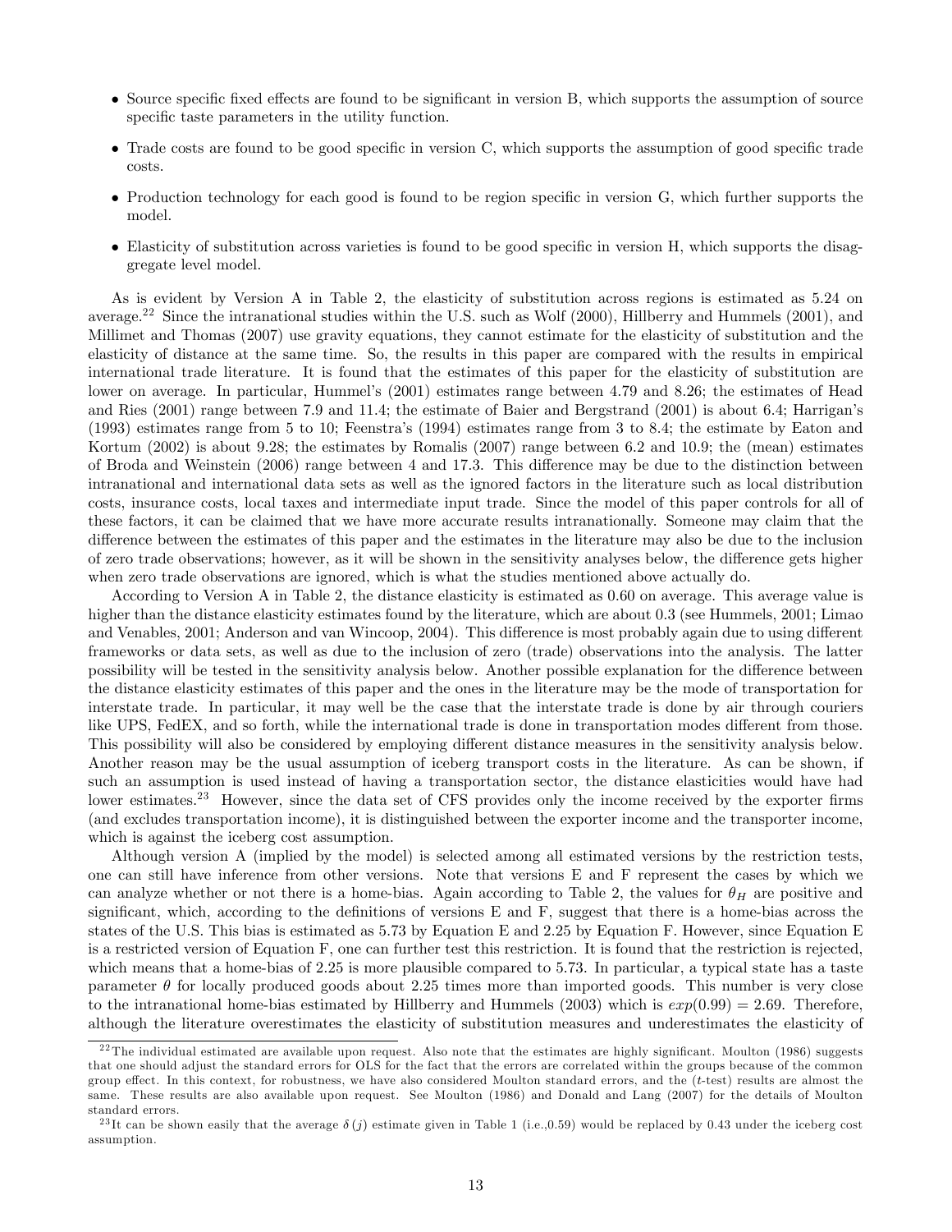- Source specific fixed effects are found to be significant in version B, which supports the assumption of source specific taste parameters in the utility function.
- Trade costs are found to be good specific in version C, which supports the assumption of good specific trade costs.
- Production technology for each good is found to be region specific in version G, which further supports the model.
- Elasticity of substitution across varieties is found to be good specific in version H, which supports the disaggregate level model.

As is evident by Version A in Table 2, the elasticity of substitution across regions is estimated as 5.24 on average.[22] Since the intranational studies within the U.S. such as Wolf (2000), Hillberry and Hummels (2001), and Millimet and Thomas (2007) use gravity equations, they cannot estimate for the elasticity of substitution and the elasticity of distance at the same time. So, the results in this paper are compared with the results in empirical international trade literature. It is found that the estimates of this paper for the elasticity of substitution are lower on average. In particular, Hummel's (2001) estimates range between 4.79 and 8.26; the estimates of Head and Ries (2001) range between 7.9 and 11.4; the estimate of Baier and Bergstrand (2001) is about 6.4; Harrigan's (1993) estimates range from 5 to 10; Feenstra's (1994) estimates range from 3 to 8.4; the estimate by Eaton and Kortum (2002) is about 9.28; the estimates by Romalis (2007) range between 6.2 and 10.9; the (mean) estimates of Broda and Weinstein (2006) range between 4 and 17.3. This difference may be due to the distinction between intranational and international data sets as well as the ignored factors in the literature such as local distribution costs, insurance costs, local taxes and intermediate input trade. Since the model of this paper controls for all of these factors, it can be claimed that we have more accurate results intranationally. Someone may claim that the difference between the estimates of this paper and the estimates in the literature may also be due to the inclusion of zero trade observations; however, as it will be shown in the sensitivity analyses below, the difference gets higher when zero trade observations are ignored, which is what the studies mentioned above actually do.

According to Version A in Table 2, the distance elasticity is estimated as 0.60 on average. This average value is higher than the distance elasticity estimates found by the literature, which are about 0.3 (see Hummels, 2001; Limao and Venables, 2001; Anderson and van Wincoop, 2004). This difference is most probably again due to using different frameworks or data sets, as well as due to the inclusion of zero (trade) observations into the analysis. The latter possibility will be tested in the sensitivity analysis below. Another possible explanation for the difference between the distance elasticity estimates of this paper and the ones in the literature may be the mode of transportation for interstate trade. In particular, it may well be the case that the interstate trade is done by air through couriers like UPS, FedEX, and so forth, while the international trade is done in transportation modes different from those. This possibility will also be considered by employing different distance measures in the sensitivity analysis below. Another reason may be the usual assumption of iceberg transport costs in the literature. As can be shown, if such an assumption is used instead of having a transportation sector, the distance elasticities would have had lower estimates.[23] However, since the data set of CFS provides only the income received by the exporter firms (and excludes transportation income), it is distinguished between the exporter income and the transporter income, which is against the iceberg cost assumption.

Although version A (implied by the model) is selected among all estimated versions by the restriction tests, one can still have inference from other versions. Note that versions E and F represent the cases by which we can analyze whether or not there is a home-bias. Again according to Table 2, the values for $\theta_H$ are positive and significant, which, according to the definitions of versions E and F, suggest that there is a home-bias across the states of the U.S. This bias is estimated as 5.73 by Equation E and 2.25 by Equation F. However, since Equation E is a restricted version of Equation F, one can further test this restriction. It is found that the restriction is rejected, which means that a home-bias of 2.25 is more plausible compared to 5.73. In particular, a typical state has a taste parameter $\theta$ for locally produced goods about 2.25 times more than imported goods. This number is very close to the intranational home-bias estimated by Hillberry and Hummels (2003) which is $exp(0.99) = 2.69$. Therefore, although the literature overestimates the elasticity of substitution measures and underestimates the elasticity of

[22] The individual estimated are available upon request. Also note that the estimates are highly significant. Moulton (1986) suggests that one should adjust the standard errors for OLS for the fact that the errors are correlated within the groups because of the common group effect. In this context, for robustness, we have also considered Moulton standard errors, and the ($t$-test) results are almost the same. These results are also available upon request. See Moulton (1986) and Donald and Lang (2007) for the details of Moulton standard errors.

[23] It can be shown easily that the average $\delta(j)$ estimate given in Table 1 (i.e.,0.59) would be replaced by 0.43 under the iceberg cost assumption.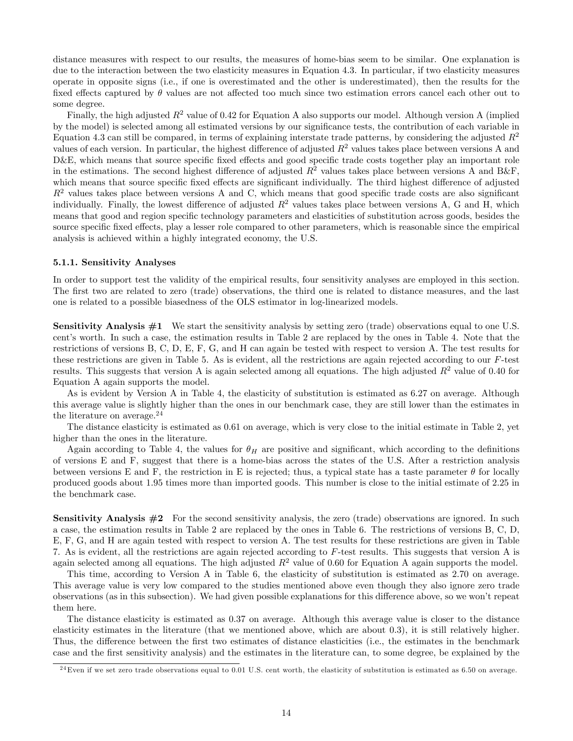distance measures with respect to our results, the measures of home-bias seem to be similar. One explanation is due to the interaction between the two elasticity measures in Equation 4.3. In particular, if two elasticity measures operate in opposite signs (i.e., if one is overestimated and the other is underestimated), then the results for the fixed effects captured by $\theta$ values are not affected too much since two estimation errors cancel each other out to some degree.

Finally, the high adjusted $R^2$ value of 0.42 for Equation A also supports our model. Although version A (implied by the model) is selected among all estimated versions by our significance tests, the contribution of each variable in Equation 4.3 can still be compared, in terms of explaining interstate trade patterns, by considering the adjusted $R^2$ values of each version. In particular, the highest difference of adjusted $R^2$ values takes place between versions A and D&E, which means that source specific fixed effects and good specific trade costs together play an important role in the estimations. The second highest difference of adjusted $R^2$ values takes place between versions A and B&F, which means that source specific fixed effects are significant individually. The third highest difference of adjusted $R^2$ values takes place between versions A and C, which means that good specific trade costs are also significant individually. Finally, the lowest difference of adjusted $R^2$ values takes place between versions A, G and H, which means that good and region specific technology parameters and elasticities of substitution across goods, besides the source specific fixed effects, play a lesser role compared to other parameters, which is reasonable since the empirical analysis is achieved within a highly integrated economy, the U.S.

### 5.1.1. Sensitivity Analyses

In order to support test the validity of the empirical results, four sensitivity analyses are employed in this section. The first two are related to zero (trade) observations, the third one is related to distance measures, and the last one is related to a possible biasedness of the OLS estimator in log-linearized models.

**Sensitivity Analysis #1** We start the sensitivity analysis by setting zero (trade) observations equal to one U.S. cent's worth. In such a case, the estimation results in Table 2 are replaced by the ones in Table 4. Note that the restrictions of versions B, C, D, E, F, G, and H can again be tested with respect to version A. The test results for these restrictions are given in Table 5. As is evident, all the restrictions are again rejected according to our $F$-test results. This suggests that version A is again selected among all equations. The high adjusted $R^2$ value of 0.40 for Equation A again supports the model.

As is evident by Version A in Table 4, the elasticity of substitution is estimated as 6.27 on average. Although this average value is slightly higher than the ones in our benchmark case, they are still lower than the estimates in the literature on average.[24]

The distance elasticity is estimated as 0.61 on average, which is very close to the initial estimate in Table 2, yet higher than the ones in the literature.

Again according to Table 4, the values for $\theta_H$ are positive and significant, which according to the definitions of versions E and F, suggest that there is a home-bias across the states of the U.S. After a restriction analysis between versions E and F, the restriction in E is rejected; thus, a typical state has a taste parameter $\theta$ for locally produced goods about 1.95 times more than imported goods. This number is close to the initial estimate of 2.25 in the benchmark case.

**Sensitivity Analysis #2** For the second sensitivity analysis, the zero (trade) observations are ignored. In such a case, the estimation results in Table 2 are replaced by the ones in Table 6. The restrictions of versions B, C, D, E, F, G, and H are again tested with respect to version A. The test results for these restrictions are given in Table 7. As is evident, all the restrictions are again rejected according to $F$-test results. This suggests that version A is again selected among all equations. The high adjusted $R^2$ value of 0.60 for Equation A again supports the model.

This time, according to Version A in Table 6, the elasticity of substitution is estimated as 2.70 on average. This average value is very low compared to the studies mentioned above even though they also ignore zero trade observations (as in this subsection). We had given possible explanations for this difference above, so we won't repeat them here.

The distance elasticity is estimated as 0.37 on average. Although this average value is closer to the distance elasticity estimates in the literature (that we mentioned above, which are about 0.3), it is still relatively higher. Thus, the difference between the first two estimates of distance elasticities (i.e., the estimates in the benchmark case and the first sensitivity analysis) and the estimates in the literature can, to some degree, be explained by the

[24] Even if we set zero trade observations equal to 0.01 U.S. cent worth, the elasticity of substitution is estimated as 6.50 on average.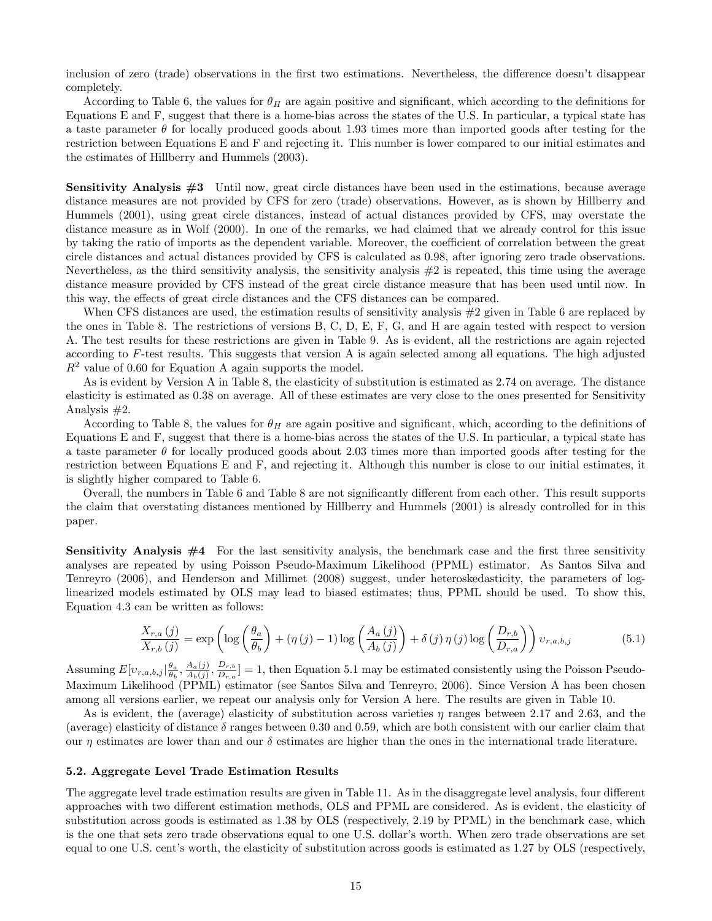inclusion of zero (trade) observations in the first two estimations. Nevertheless, the difference doesn't disappear completely.

According to Table 6, the values for $\theta_H$ are again positive and significant, which according to the definitions for Equations E and F, suggest that there is a home-bias across the states of the U.S. In particular, a typical state has a taste parameter $\theta$ for locally produced goods about 1.93 times more than imported goods after testing for the restriction between Equations E and F and rejecting it. This number is lower compared to our initial estimates and the estimates of Hillberry and Hummels (2003).

**Sensitivity Analysis #3** Until now, great circle distances have been used in the estimations, because average distance measures are not provided by CFS for zero (trade) observations. However, as is shown by Hillberry and Hummels (2001), using great circle distances, instead of actual distances provided by CFS, may overstate the distance measure as in Wolf (2000). In one of the remarks, we had claimed that we already control for this issue by taking the ratio of imports as the dependent variable. Moreover, the coefficient of correlation between the great circle distances and actual distances provided by CFS is calculated as 0.98, after ignoring zero trade observations. Nevertheless, as the third sensitivity analysis, the sensitivity analysis #2 is repeated, this time using the average distance measure provided by CFS instead of the great circle distance measure that has been used until now. In this way, the effects of great circle distances and the CFS distances can be compared.

When CFS distances are used, the estimation results of sensitivity analysis #2 given in Table 6 are replaced by the ones in Table 8. The restrictions of versions B, C, D, E, F, G, and H are again tested with respect to version A. The test results for these restrictions are given in Table 9. As is evident, all the restrictions are again rejected according to $F$-test results. This suggests that version A is again selected among all equations. The high adjusted $R^2$ value of 0.60 for Equation A again supports the model.

As is evident by Version A in Table 8, the elasticity of substitution is estimated as 2.74 on average. The distance elasticity is estimated as 0.38 on average. All of these estimates are very close to the ones presented for Sensitivity Analysis #2.

According to Table 8, the values for $\theta_H$ are again positive and significant, which, according to the definitions of Equations E and F, suggest that there is a home-bias across the states of the U.S. In particular, a typical state has a taste parameter $\theta$ for locally produced goods about 2.03 times more than imported goods after testing for the restriction between Equations E and F, and rejecting it. Although this number is close to our initial estimates, it is slightly higher compared to Table 6.

Overall, the numbers in Table 6 and Table 8 are not significantly different from each other. This result supports the claim that overstating distances mentioned by Hillberry and Hummels (2001) is already controlled for in this paper.

**Sensitivity Analysis #4** For the last sensitivity analysis, the benchmark case and the first three sensitivity analyses are repeated by using Poisson Pseudo-Maximum Likelihood (PPML) estimator. As Santos Silva and Tenreyro (2006), and Henderson and Millimet (2008) suggest, under heteroskedasticity, the parameters of log-linearized models estimated by OLS may lead to biased estimates; thus, PPML should be used. To show this, Equation 4.3 can be written as follows:

$$\frac{X_{r,a}(j)}{X_{r,b}(j)} = \exp\left(\log\left(\frac{\theta_a}{\theta_b}\right) + (\eta(j) - 1)\log\left(\frac{A_a(j)}{A_b(j)}\right) + \delta(j)\,\eta(j)\log\left(\frac{D_{r,b}}{D_{r,a}}\right)\right)\upsilon_{r,a,b,j} \tag{5.1}$$

Assuming $E[\upsilon_{r,a,b,j}|\frac{\theta_a}{\theta_b}, \frac{A_a(j)}{A_b(j)}, \frac{D_{r,b}}{D_{r,a}}] = 1$, then Equation 5.1 may be estimated consistently using the Poisson Pseudo-Maximum Likelihood (PPML) estimator (see Santos Silva and Tenreyro, 2006). Since Version A has been chosen among all versions earlier, we repeat our analysis only for Version A here. The results are given in Table 10.

As is evident, the (average) elasticity of substitution across varieties $\eta$ ranges between 2.17 and 2.63, and the (average) elasticity of distance $\delta$ ranges between 0.30 and 0.59, which are both consistent with our earlier claim that our $\eta$ estimates are lower than and our $\delta$ estimates are higher than the ones in the international trade literature.

### 5.2. Aggregate Level Trade Estimation Results

The aggregate level trade estimation results are given in Table 11. As in the disaggregate level analysis, four different approaches with two different estimation methods, OLS and PPML are considered. As is evident, the elasticity of substitution across goods is estimated as 1.38 by OLS (respectively, 2.19 by PPML) in the benchmark case, which is the one that sets zero trade observations equal to one U.S. dollar's worth. When zero trade observations are set equal to one U.S. cent's worth, the elasticity of substitution across goods is estimated as 1.27 by OLS (respectively,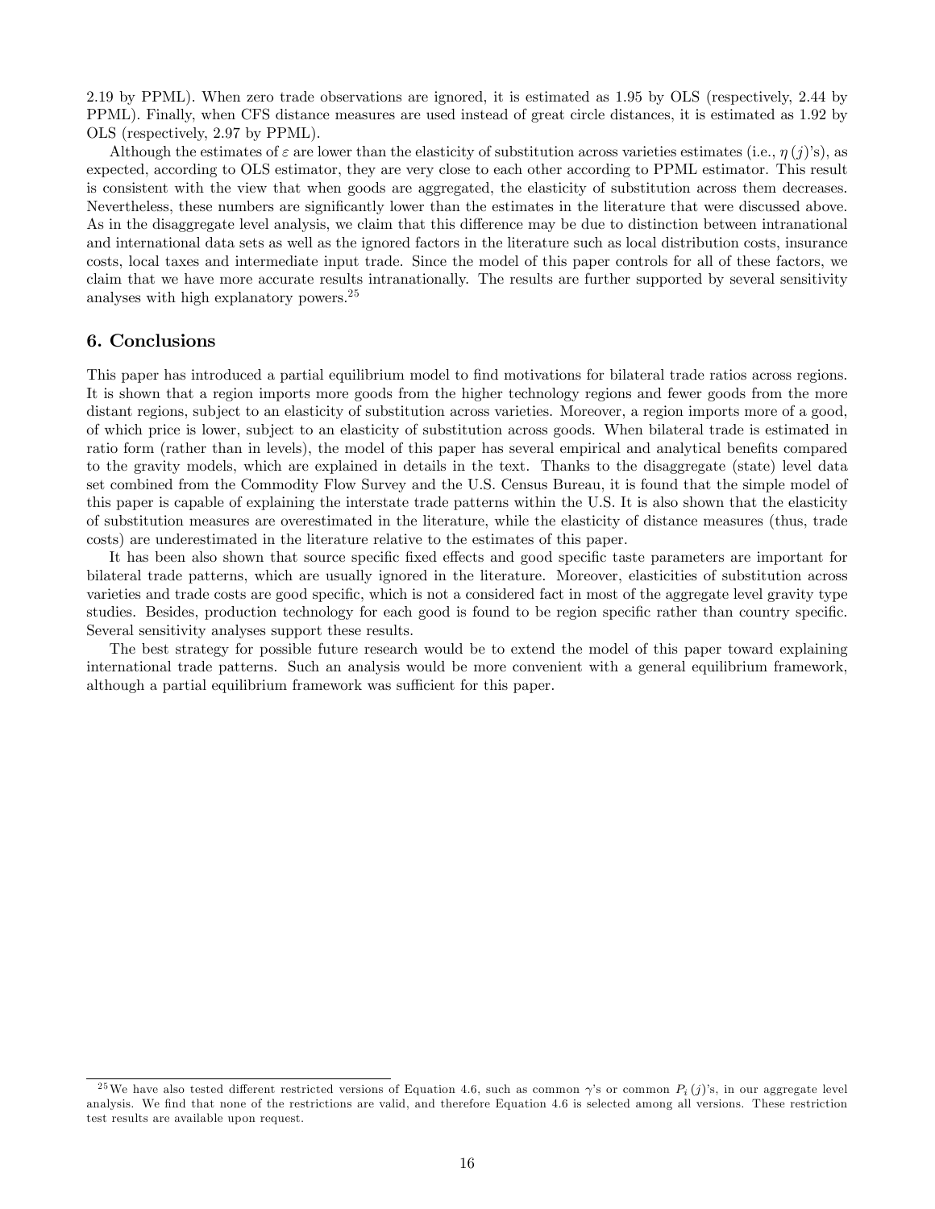2.19 by PPML). When zero trade observations are ignored, it is estimated as 1.95 by OLS (respectively, 2.44 by PPML). Finally, when CFS distance measures are used instead of great circle distances, it is estimated as 1.92 by OLS (respectively, 2.97 by PPML).

Although the estimates of $\varepsilon$ are lower than the elasticity of substitution across varieties estimates (i.e., $\eta(j)$'s), as expected, according to OLS estimator, they are very close to each other according to PPML estimator. This result is consistent with the view that when goods are aggregated, the elasticity of substitution across them decreases. Nevertheless, these numbers are significantly lower than the estimates in the literature that were discussed above. As in the disaggregate level analysis, we claim that this difference may be due to distinction between intranational and international data sets as well as the ignored factors in the literature such as local distribution costs, insurance costs, local taxes and intermediate input trade. Since the model of this paper controls for all of these factors, we claim that we have more accurate results intranationally. The results are further supported by several sensitivity analyses with high explanatory powers.[25]

## 6. Conclusions

This paper has introduced a partial equilibrium model to find motivations for bilateral trade ratios across regions. It is shown that a region imports more goods from the higher technology regions and fewer goods from the more distant regions, subject to an elasticity of substitution across varieties. Moreover, a region imports more of a good, of which price is lower, subject to an elasticity of substitution across goods. When bilateral trade is estimated in ratio form (rather than in levels), the model of this paper has several empirical and analytical benefits compared to the gravity models, which are explained in details in the text. Thanks to the disaggregate (state) level data set combined from the Commodity Flow Survey and the U.S. Census Bureau, it is found that the simple model of this paper is capable of explaining the interstate trade patterns within the U.S. It is also shown that the elasticity of substitution measures are overestimated in the literature, while the elasticity of distance measures (thus, trade costs) are underestimated in the literature relative to the estimates of this paper.

It has been also shown that source specific fixed effects and good specific taste parameters are important for bilateral trade patterns, which are usually ignored in the literature. Moreover, elasticities of substitution across varieties and trade costs are good specific, which is not a considered fact in most of the aggregate level gravity type studies. Besides, production technology for each good is found to be region specific rather than country specific. Several sensitivity analyses support these results.

The best strategy for possible future research would be to extend the model of this paper toward explaining international trade patterns. Such an analysis would be more convenient with a general equilibrium framework, although a partial equilibrium framework was sufficient for this paper.

---

[25] We have also tested different restricted versions of Equation 4.6, such as common $\gamma$'s or common $P_i(j)$'s, in our aggregate level analysis. We find that none of the restrictions are valid, and therefore Equation 4.6 is selected among all versions. These restriction test results are available upon request.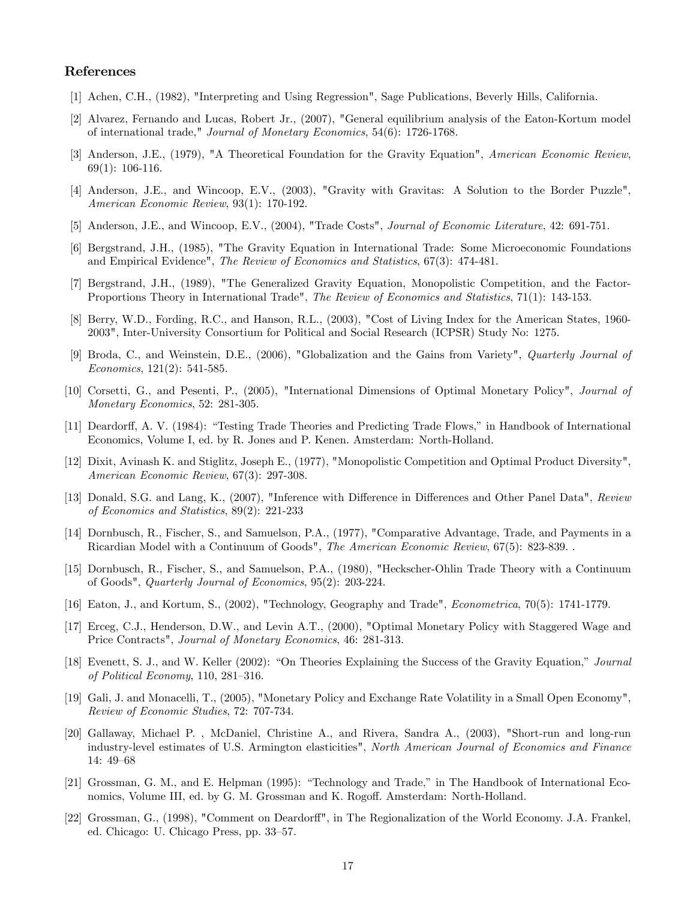## References

[1] Achen, C.H., (1982), "Interpreting and Using Regression", Sage Publications, Beverly Hills, California.

[2] Alvarez, Fernando and Lucas, Robert Jr., (2007), "General equilibrium analysis of the Eaton-Kortum model of international trade," *Journal of Monetary Economics*, 54(6): 1726-1768.

[3] Anderson, J.E., (1979), "A Theoretical Foundation for the Gravity Equation", *American Economic Review*, 69(1): 106-116.

[4] Anderson, J.E., and Wincoop, E.V., (2003), "Gravity with Gravitas: A Solution to the Border Puzzle", *American Economic Review*, 93(1): 170-192.

[5] Anderson, J.E., and Wincoop, E.V., (2004), "Trade Costs", *Journal of Economic Literature*, 42: 691-751.

[6] Bergstrand, J.H., (1985), "The Gravity Equation in International Trade: Some Microeconomic Foundations and Empirical Evidence", *The Review of Economics and Statistics*, 67(3): 474-481.

[7] Bergstrand, J.H., (1989), "The Generalized Gravity Equation, Monopolistic Competition, and the Factor-Proportions Theory in International Trade", *The Review of Economics and Statistics*, 71(1): 143-153.

[8] Berry, W.D., Fording, R.C., and Hanson, R.L., (2003), "Cost of Living Index for the American States, 1960-2003", Inter-University Consortium for Political and Social Research (ICPSR) Study No: 1275.

[9] Broda, C., and Weinstein, D.E., (2006), "Globalization and the Gains from Variety", *Quarterly Journal of Economics*, 121(2): 541-585.

[10] Corsetti, G., and Pesenti, P., (2005), "International Dimensions of Optimal Monetary Policy", *Journal of Monetary Economics*, 52: 281-305.

[11] Deardorff, A. V. (1984): "Testing Trade Theories and Predicting Trade Flows," in Handbook of International Economics, Volume I, ed. by R. Jones and P. Kenen. Amsterdam: North-Holland.

[12] Dixit, Avinash K. and Stiglitz, Joseph E., (1977), "Monopolistic Competition and Optimal Product Diversity", *American Economic Review*, 67(3): 297-308.

[13] Donald, S.G. and Lang, K., (2007), "Inference with Difference in Differences and Other Panel Data", *Review of Economics and Statistics*, 89(2): 221-233

[14] Dornbusch, R., Fischer, S., and Samuelson, P.A., (1977), "Comparative Advantage, Trade, and Payments in a Ricardian Model with a Continuum of Goods", *The American Economic Review*, 67(5): 823-839. .

[15] Dornbusch, R., Fischer, S., and Samuelson, P.A., (1980), "Heckscher-Ohlin Trade Theory with a Continuum of Goods", *Quarterly Journal of Economics*, 95(2): 203-224.

[16] Eaton, J., and Kortum, S., (2002), "Technology, Geography and Trade", *Econometrica*, 70(5): 1741-1779.

[17] Erceg, C.J., Henderson, D.W., and Levin A.T., (2000), "Optimal Monetary Policy with Staggered Wage and Price Contracts", *Journal of Monetary Economics*, 46: 281-313.

[18] Evenett, S. J., and W. Keller (2002): "On Theories Explaining the Success of the Gravity Equation," *Journal of Political Economy*, 110, 281–316.

[19] Gali, J. and Monacelli, T., (2005), "Monetary Policy and Exchange Rate Volatility in a Small Open Economy", *Review of Economic Studies*, 72: 707-734.

[20] Gallaway, Michael P. , McDaniel, Christine A., and Rivera, Sandra A., (2003), "Short-run and long-run industry-level estimates of U.S. Armington elasticities", *North American Journal of Economics and Finance* 14: 49–68

[21] Grossman, G. M., and E. Helpman (1995): "Technology and Trade," in The Handbook of International Economics, Volume III, ed. by G. M. Grossman and K. Rogoff. Amsterdam: North-Holland.

[22] Grossman, G., (1998), "Comment on Deardorff", in The Regionalization of the World Economy. J.A. Frankel, ed. Chicago: U. Chicago Press, pp. 33–57.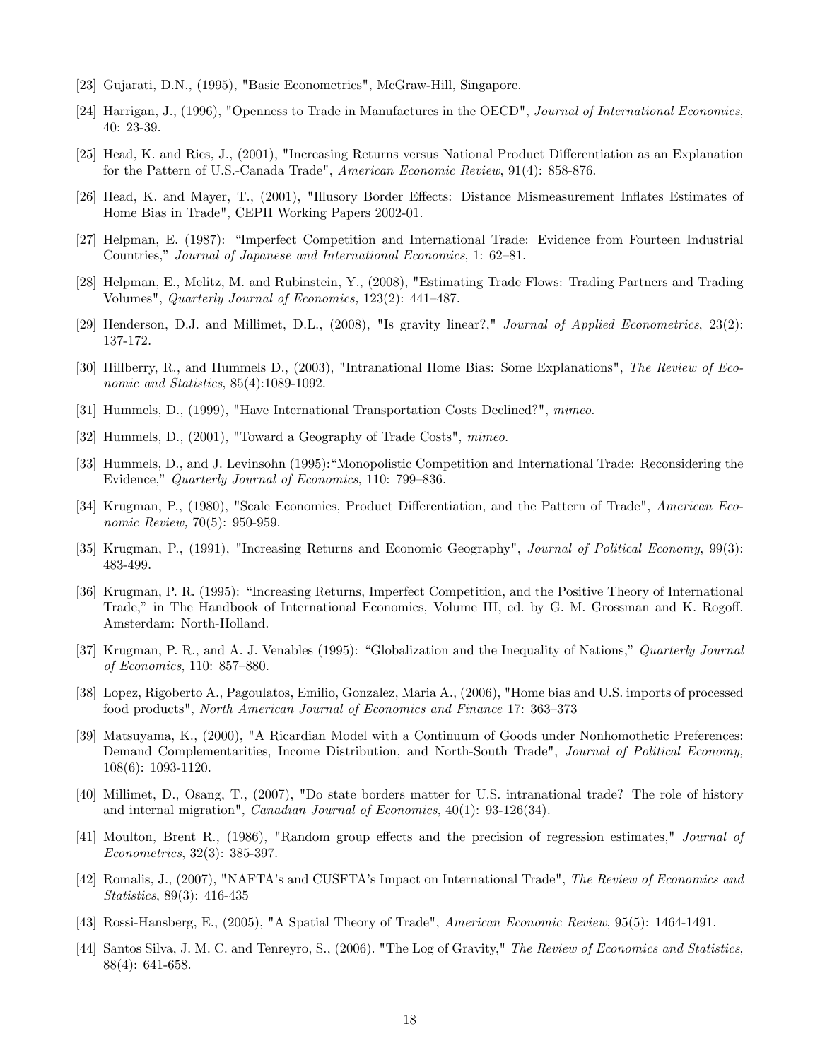[23] Gujarati, D.N., (1995), "Basic Econometrics", McGraw-Hill, Singapore.

[24] Harrigan, J., (1996), "Openness to Trade in Manufactures in the OECD", *Journal of International Economics*, 40: 23-39.

[25] Head, K. and Ries, J., (2001), "Increasing Returns versus National Product Differentiation as an Explanation for the Pattern of U.S.-Canada Trade", *American Economic Review*, 91(4): 858-876.

[26] Head, K. and Mayer, T., (2001), "Illusory Border Effects: Distance Mismeasurement Inflates Estimates of Home Bias in Trade", CEPII Working Papers 2002-01.

[27] Helpman, E. (1987): "Imperfect Competition and International Trade: Evidence from Fourteen Industrial Countries," *Journal of Japanese and International Economics*, 1: 62–81.

[28] Helpman, E., Melitz, M. and Rubinstein, Y., (2008), "Estimating Trade Flows: Trading Partners and Trading Volumes", *Quarterly Journal of Economics,* 123(2): 441–487.

[29] Henderson, D.J. and Millimet, D.L., (2008), "Is gravity linear?," *Journal of Applied Econometrics*, 23(2): 137-172.

[30] Hillberry, R., and Hummels D., (2003), "Intranational Home Bias: Some Explanations", *The Review of Economic and Statistics*, 85(4):1089-1092.

[31] Hummels, D., (1999), "Have International Transportation Costs Declined?", *mimeo*.

[32] Hummels, D., (2001), "Toward a Geography of Trade Costs", *mimeo*.

[33] Hummels, D., and J. Levinsohn (1995): "Monopolistic Competition and International Trade: Reconsidering the Evidence," *Quarterly Journal of Economics*, 110: 799–836.

[34] Krugman, P., (1980), "Scale Economies, Product Differentiation, and the Pattern of Trade", *American Economic Review,* 70(5): 950-959.

[35] Krugman, P., (1991), "Increasing Returns and Economic Geography", *Journal of Political Economy*, 99(3): 483-499.

[36] Krugman, P. R. (1995): "Increasing Returns, Imperfect Competition, and the Positive Theory of International Trade," in The Handbook of International Economics, Volume III, ed. by G. M. Grossman and K. Rogoff. Amsterdam: North-Holland.

[37] Krugman, P. R., and A. J. Venables (1995): "Globalization and the Inequality of Nations," *Quarterly Journal of Economics*, 110: 857–880.

[38] Lopez, Rigoberto A., Pagoulatos, Emilio, Gonzalez, Maria A., (2006), "Home bias and U.S. imports of processed food products", *North American Journal of Economics and Finance* 17: 363–373

[39] Matsuyama, K., (2000), "A Ricardian Model with a Continuum of Goods under Nonhomothetic Preferences: Demand Complementarities, Income Distribution, and North-South Trade", *Journal of Political Economy,* 108(6): 1093-1120.

[40] Millimet, D., Osang, T., (2007), "Do state borders matter for U.S. intranational trade? The role of history and internal migration", *Canadian Journal of Economics*, 40(1): 93-126(34).

[41] Moulton, Brent R., (1986), "Random group effects and the precision of regression estimates," *Journal of Econometrics*, 32(3): 385-397.

[42] Romalis, J., (2007), "NAFTA's and CUSFTA's Impact on International Trade", *The Review of Economics and Statistics*, 89(3): 416-435

[43] Rossi-Hansberg, E., (2005), "A Spatial Theory of Trade", *American Economic Review*, 95(5): 1464-1491.

[44] Santos Silva, J. M. C. and Tenreyro, S., (2006). "The Log of Gravity," *The Review of Economics and Statistics*, 88(4): 641-658.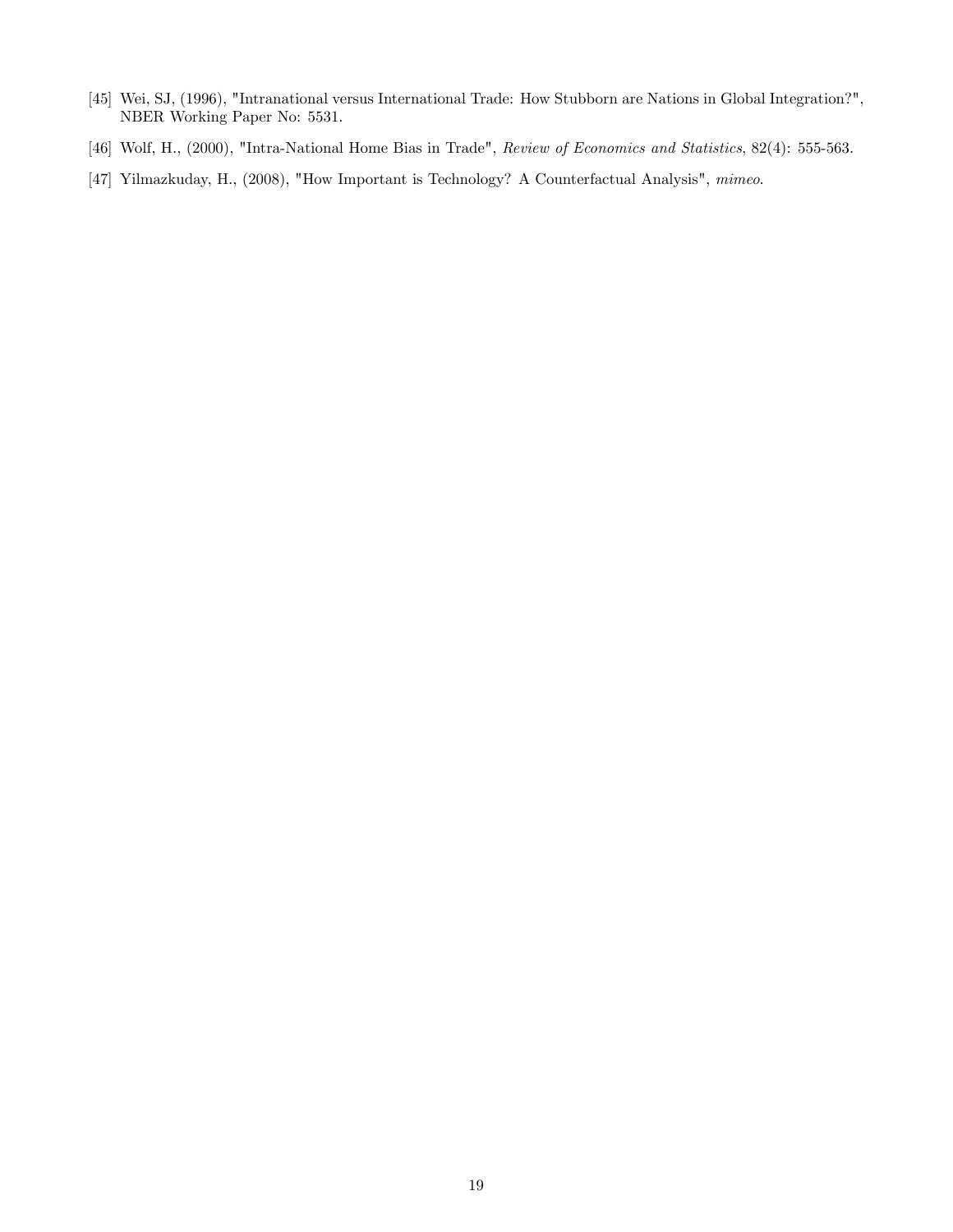[45] Wei, SJ, (1996), "Intranational versus International Trade: How Stubborn are Nations in Global Integration?", NBER Working Paper No: 5531.

[46] Wolf, H., (2000), "Intra-National Home Bias in Trade", *Review of Economics and Statistics*, 82(4): 555-563.

[47] Yilmazkuday, H., (2008), "How Important is Technology? A Counterfactual Analysis", *mimeo*.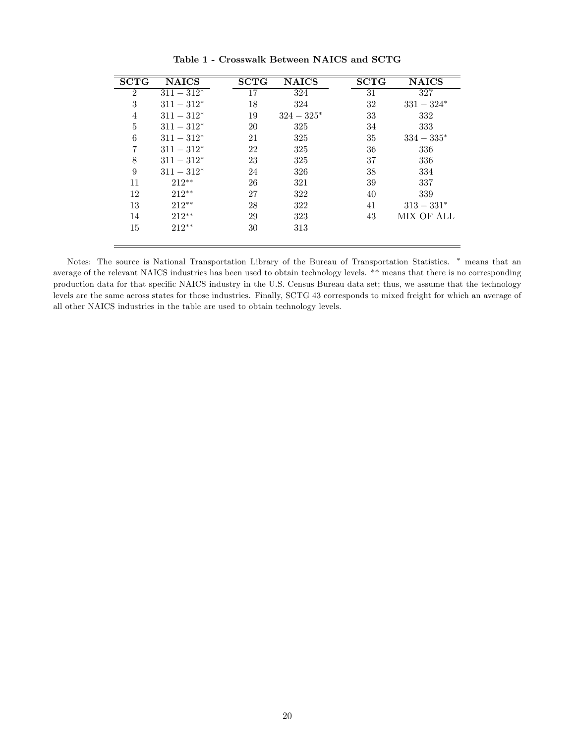**Table 1 - Crosswalk Between NAICS and SCTG**

| SCTG | NAICS | SCTG | NAICS | SCTG | NAICS |
|---|---|---|---|---|---|
| 2 | $311-312^{*}$ | 17 | 324 | 31 | 327 |
| 3 | $311-312^{*}$ | 18 | 324 | 32 | $331-324^{*}$ |
| 4 | $311-312^{*}$ | 19 | $324-325^{*}$ | 33 | 332 |
| 5 | $311-312^{*}$ | 20 | 325 | 34 | 333 |
| 6 | $311-312^{*}$ | 21 | 325 | 35 | $334-335^{*}$ |
| 7 | $311-312^{*}$ | 22 | 325 | 36 | 336 |
| 8 | $311-312^{*}$ | 23 | 325 | 37 | 336 |
| 9 | $311-312^{*}$ | 24 | 326 | 38 | 334 |
| 11 | $212^{**}$ | 26 | 321 | 39 | 337 |
| 12 | $212^{**}$ | 27 | 322 | 40 | 339 |
| 13 | $212^{**}$ | 28 | 322 | 41 | $313-331^{*}$ |
| 14 | $212^{**}$ | 29 | 323 | 43 | MIX OF ALL |
| 15 | $212^{**}$ | 30 | 313 | | |

Notes: The source is National Transportation Library of the Bureau of Transportation Statistics. * means that an average of the relevant NAICS industries has been used to obtain technology levels. ** means that there is no corresponding production data for that specific NAICS industry in the U.S. Census Bureau data set; thus, we assume that the technology levels are the same across states for those industries. Finally, SCTG 43 corresponds to mixed freight for which an average of all other NAICS industries in the table are used to obtain technology levels.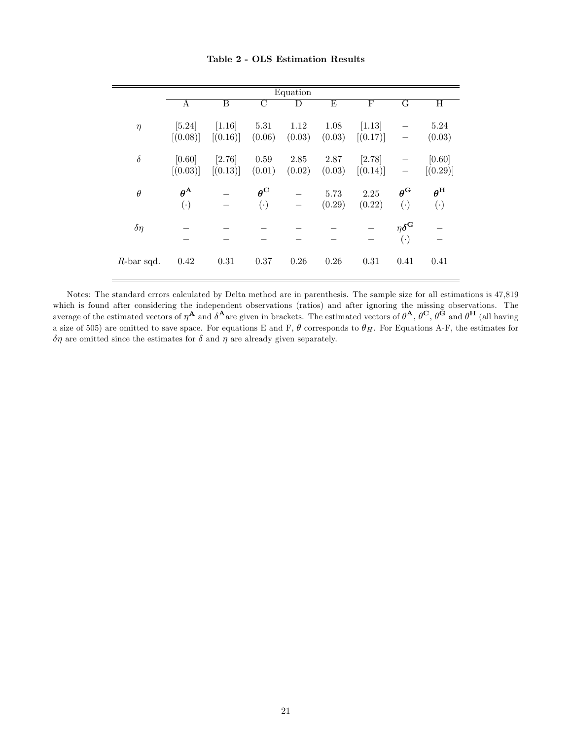**Table 2 - OLS Estimation Results**

| | Equation | | | | | | | |
|---|---|---|---|---|---|---|---|---|
| | A | B | C | D | E | F | G | H |
| $\eta$ | [5.24] | [1.16] | 5.31 | 1.12 | 1.08 | [1.13] | – | 5.24 |
| | [(0.08)] | [(0.16)] | (0.06) | (0.03) | (0.03) | [(0.17)] | – | (0.03) |
| $\delta$ | [0.60] | [2.76] | 0.59 | 2.85 | 2.87 | [2.78] | – | [0.60] |
| | [(0.03)] | [(0.13)] | (0.01) | (0.02) | (0.03) | [(0.14)] | – | [(0.29)] |
| $\theta$ | $\boldsymbol{\theta}^{\mathbf{A}}$ | – | $\boldsymbol{\theta}^{\mathbf{C}}$ | – | 5.73 | 2.25 | $\boldsymbol{\theta}^{\mathbf{G}}$ | $\boldsymbol{\theta}^{\mathbf{H}}$ |
| | $(\cdot)$ | – | $(\cdot)$ | – | (0.29) | (0.22) | $(\cdot)$ | $(\cdot)$ |
| $\delta\eta$ | – | – | – | – | – | – | $\eta\boldsymbol{\delta}^{\mathbf{G}}$ | – |
| | – | – | – | – | – | – | $(\cdot)$ | – |
| $R$-bar sqd. | 0.42 | 0.31 | 0.37 | 0.26 | 0.26 | 0.31 | 0.41 | 0.41 |

Notes: The standard errors calculated by Delta method are in parenthesis. The sample size for all estimations is 47,819 which is found after considering the independent observations (ratios) and after ignoring the missing observations. The average of the estimated vectors of $\eta^{\mathbf{A}}$ and $\delta^{\mathbf{A}}$ are given in brackets. The estimated vectors of $\theta^{\mathbf{A}}$, $\theta^{\mathbf{C}}$, $\theta^{\mathbf{G}}$ and $\theta^{\mathbf{H}}$ (all having a size of 505) are omitted to save space. For equations E and F, $\theta$ corresponds to $\theta_H$. For Equations A-F, the estimates for $\delta\eta$ are omitted since the estimates for $\delta$ and $\eta$ are already given separately.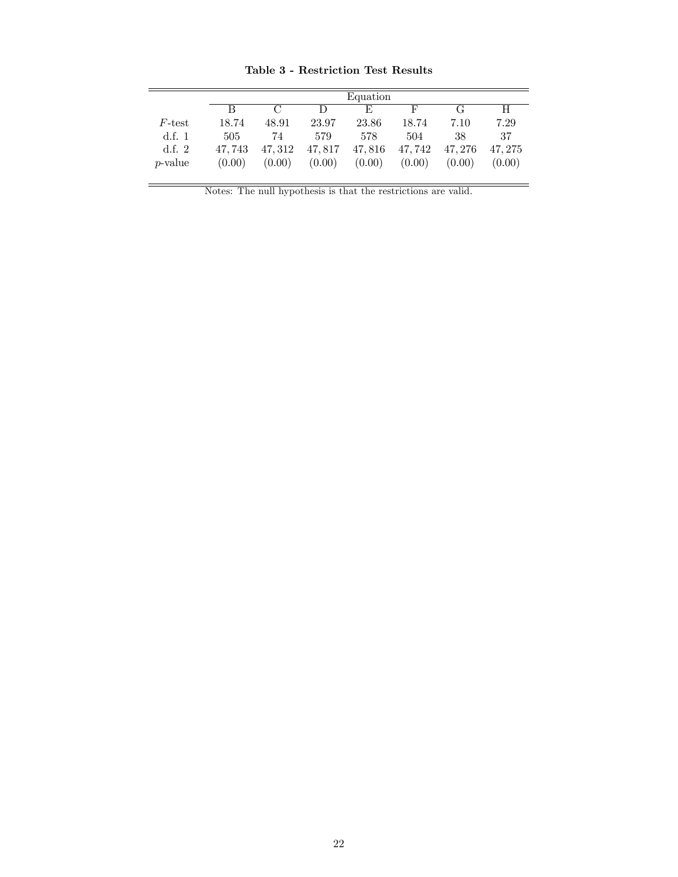**Table 3 - Restriction Test Results**

| | Equation | | | | | | |
|---|---|---|---|---|---|---|---|
| | B | C | D | E | F | G | H |
| $F$-test | 18.74 | 48.91 | 23.97 | 23.86 | 18.74 | 7.10 | 7.29 |
| d.f. 1 | 505 | 74 | 579 | 578 | 504 | 38 | 37 |
| d.f. 2 | 47,743 | 47,312 | 47,817 | 47,816 | 47,742 | 47,276 | 47,275 |
| $p$-value | (0.00) | (0.00) | (0.00) | (0.00) | (0.00) | (0.00) | (0.00) |

Notes: The null hypothesis is that the restrictions are valid.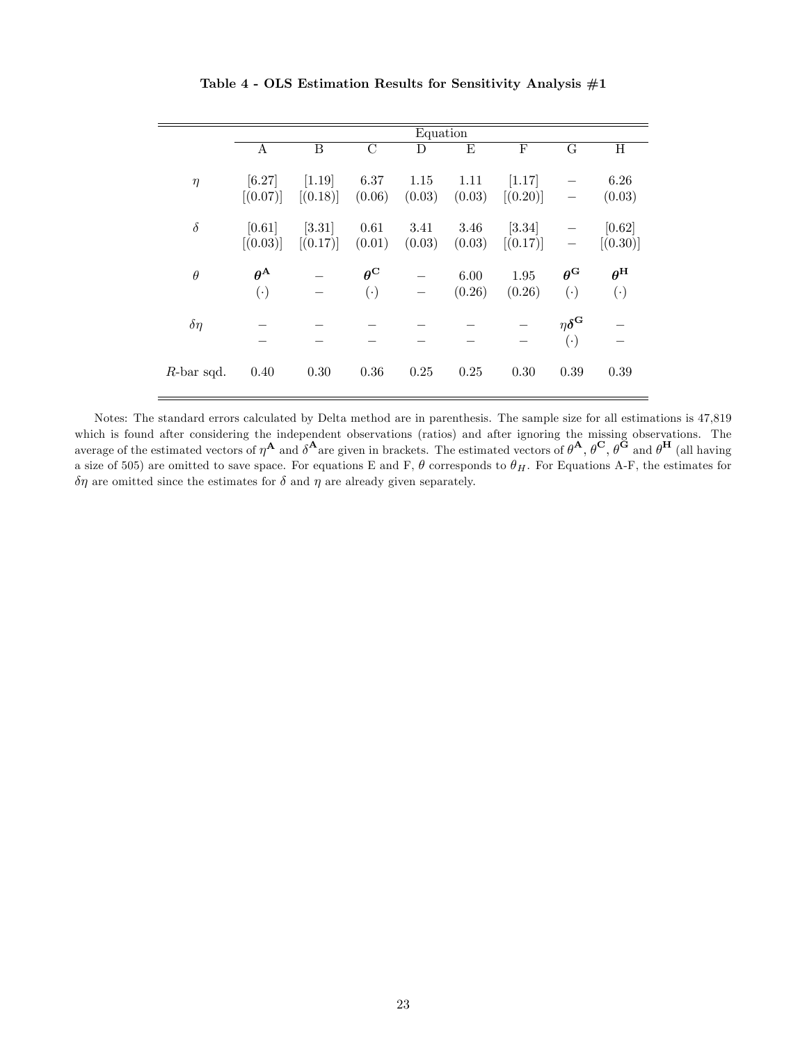**Table 4 - OLS Estimation Results for Sensitivity Analysis #1**

| | Equation | | | | | | | |
|---|---|---|---|---|---|---|---|---|
| | A | B | C | D | E | F | G | H |
| $\eta$ | [6.27] | [1.19] | 6.37 | 1.15 | 1.11 | [1.17] | – | 6.26 |
| | [(0.07)] | [(0.18)] | (0.06) | (0.03) | (0.03) | [(0.20)] | – | (0.03) |
| $\delta$ | [0.61] | [3.31] | 0.61 | 3.41 | 3.46 | [3.34] | – | [0.62] |
| | [(0.03)] | [(0.17)] | (0.01) | (0.03) | (0.03) | [(0.17)] | – | [(0.30)] |
| $\theta$ | $\boldsymbol{\theta}^{\mathbf{A}}$ | – | $\boldsymbol{\theta}^{\mathbf{C}}$ | – | 6.00 | 1.95 | $\boldsymbol{\theta}^{\mathbf{G}}$ | $\boldsymbol{\theta}^{\mathbf{H}}$ |
| | $(\cdot)$ | – | $(\cdot)$ | – | (0.26) | (0.26) | $(\cdot)$ | $(\cdot)$ |
| $\delta\eta$ | – | – | – | – | – | – | $\eta\boldsymbol{\delta}^{\mathbf{G}}$ | – |
| | – | – | – | – | – | – | $(\cdot)$ | – |
| $R$-bar sqd. | 0.40 | 0.30 | 0.36 | 0.25 | 0.25 | 0.30 | 0.39 | 0.39 |

Notes: The standard errors calculated by Delta method are in parenthesis. The sample size for all estimations is 47,819 which is found after considering the independent observations (ratios) and after ignoring the missing observations. The average of the estimated vectors of $\eta^{\mathbf{A}}$ and $\delta^{\mathbf{A}}$ are given in brackets. The estimated vectors of $\theta^{\mathbf{A}}$, $\theta^{\mathbf{C}}$, $\theta^{\mathbf{G}}$ and $\theta^{\mathbf{H}}$ (all having a size of 505) are omitted to save space. For equations E and F, $\theta$ corresponds to $\theta_H$. For Equations A-F, the estimates for $\delta\eta$ are omitted since the estimates for $\delta$ and $\eta$ are already given separately.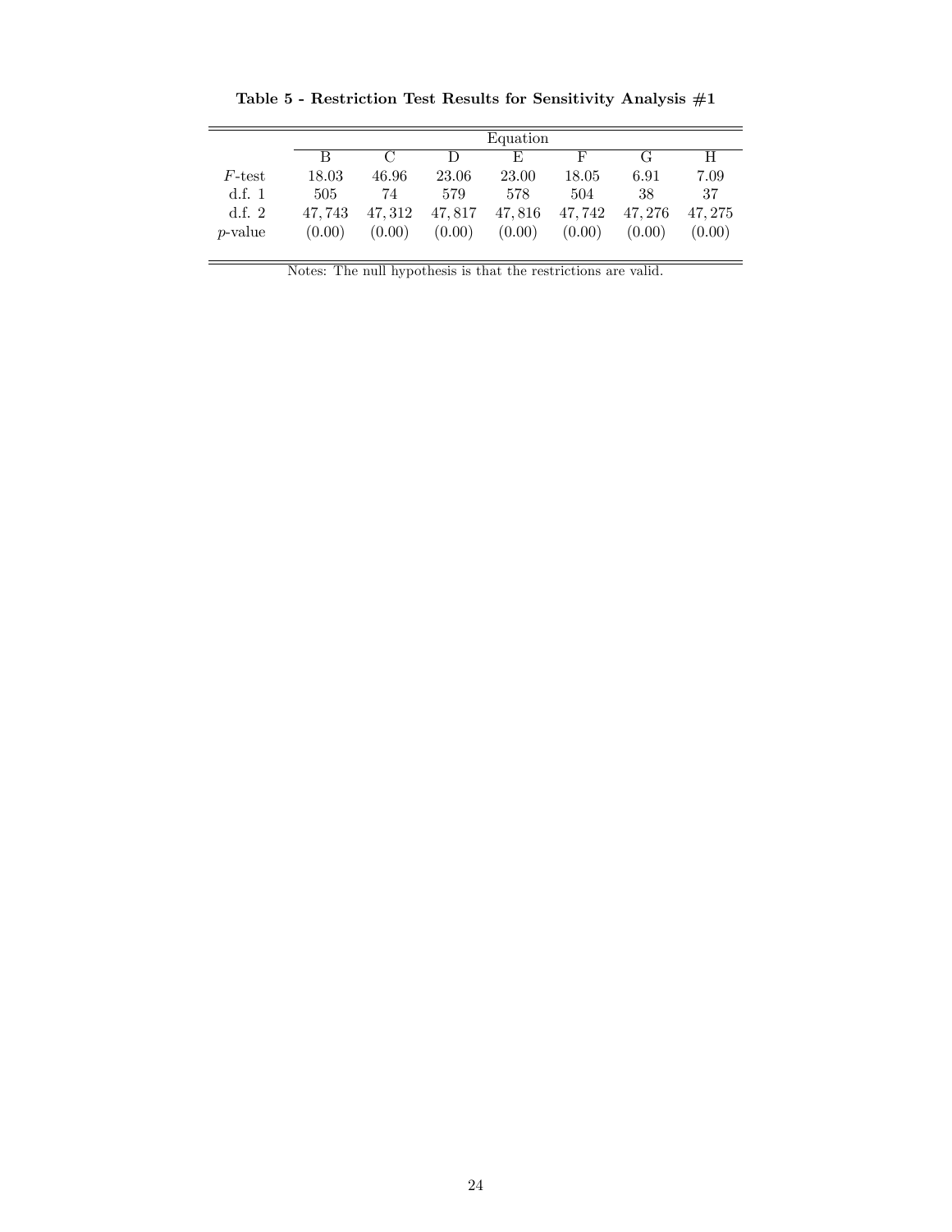**Table 5 - Restriction Test Results for Sensitivity Analysis #1**

| | Equation | | | | | | |
|---|---|---|---|---|---|---|---|
| | B | C | D | E | F | G | H |
| $F$-test | 18.03 | 46.96 | 23.06 | 23.00 | 18.05 | 6.91 | 7.09 |
| d.f. 1 | 505 | 74 | 579 | 578 | 504 | 38 | 37 |
| d.f. 2 | 47,743 | 47,312 | 47,817 | 47,816 | 47,742 | 47,276 | 47,275 |
| $p$-value | (0.00) | (0.00) | (0.00) | (0.00) | (0.00) | (0.00) | (0.00) |

Notes: The null hypothesis is that the restrictions are valid.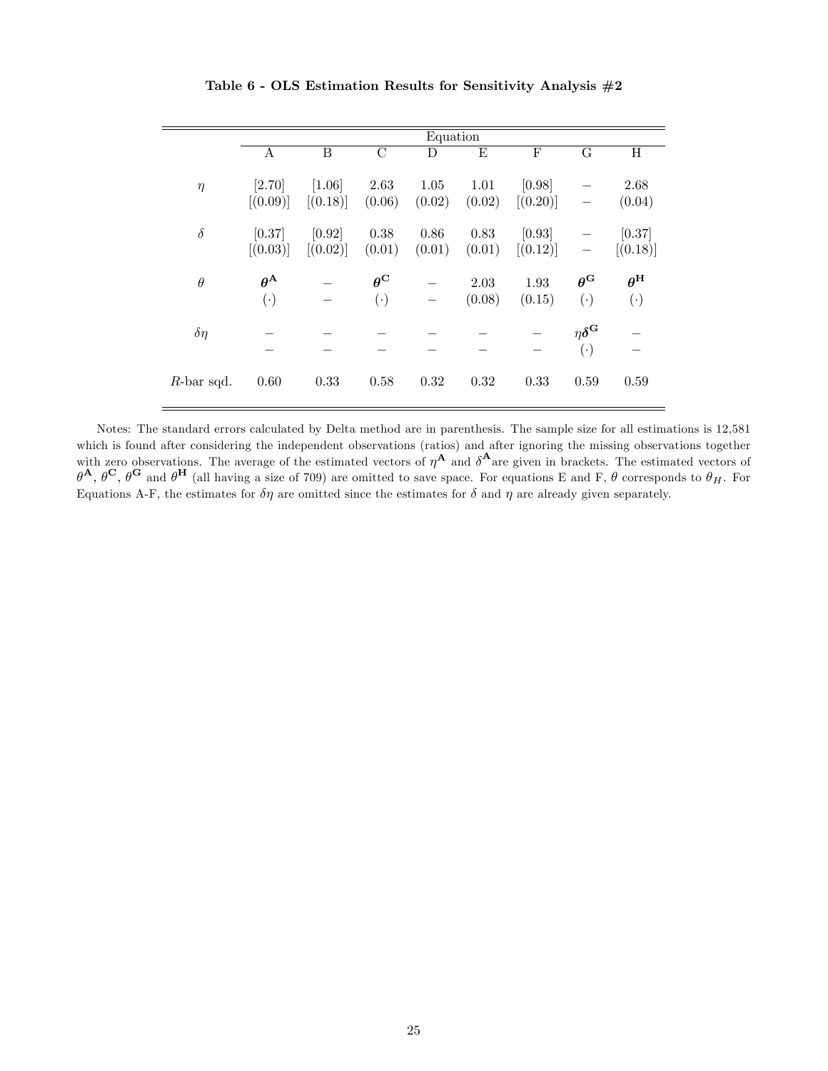**Table 6 - OLS Estimation Results for Sensitivity Analysis #2**

| | Equation | | | | | | | |
|---|---|---|---|---|---|---|---|---|
| | A | B | C | D | E | F | G | H |
| $\eta$ | [2.70] | [1.06] | 2.63 | 1.05 | 1.01 | [0.98] | $-$ | 2.68 |
| | [(0.09)] | [(0.18)] | (0.06) | (0.02) | (0.02) | [(0.20)] | $-$ | (0.04) |
| $\delta$ | [0.37] | [0.92] | 0.38 | 0.86 | 0.83 | [0.93] | $-$ | [0.37] |
| | [(0.03)] | [(0.02)] | (0.01) | (0.01) | (0.01) | [(0.12)] | $-$ | [(0.18)] |
| $\theta$ | $\boldsymbol{\theta}^{\mathbf{A}}$ | $-$ | $\boldsymbol{\theta}^{\mathbf{C}}$ | $-$ | 2.03 | 1.93 | $\boldsymbol{\theta}^{\mathbf{G}}$ | $\boldsymbol{\theta}^{\mathbf{H}}$ |
| | $(\cdot)$ | $-$ | $(\cdot)$ | $-$ | (0.08) | (0.15) | $(\cdot)$ | $(\cdot)$ |
| $\delta\eta$ | $-$ | $-$ | $-$ | $-$ | $-$ | $-$ | $\eta\boldsymbol{\delta}^{\mathbf{G}}$ | $-$ |
| | $-$ | $-$ | $-$ | $-$ | $-$ | $-$ | $(\cdot)$ | $-$ |
| $R$-bar sqd. | 0.60 | 0.33 | 0.58 | 0.32 | 0.32 | 0.33 | 0.59 | 0.59 |

Notes: The standard errors calculated by Delta method are in parenthesis. The sample size for all estimations is 12,581 which is found after considering the independent observations (ratios) and after ignoring the missing observations together with zero observations. The average of the estimated vectors of $\eta^{\mathbf{A}}$ and $\delta^{\mathbf{A}}$ are given in brackets. The estimated vectors of $\theta^{\mathbf{A}}$, $\theta^{\mathbf{C}}$, $\theta^{\mathbf{G}}$ and $\theta^{\mathbf{H}}$ (all having a size of 709) are omitted to save space. For equations E and F, $\theta$ corresponds to $\theta_H$. For Equations A-F, the estimates for $\delta\eta$ are omitted since the estimates for $\delta$ and $\eta$ are already given separately.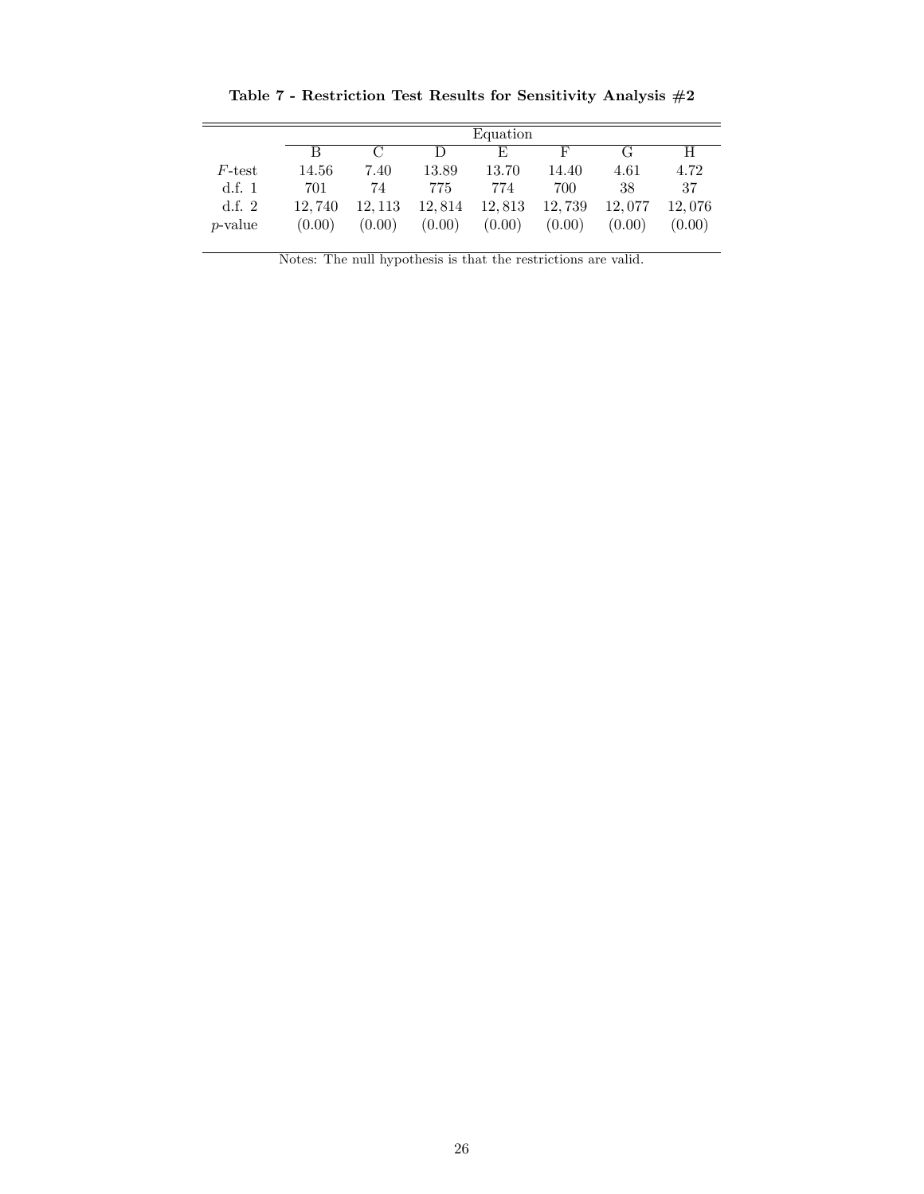**Table 7 - Restriction Test Results for Sensitivity Analysis #2**

| | Equation | | | | | | |
|---|---|---|---|---|---|---|---|
| | B | C | D | E | F | G | H |
| $F$-test | 14.56 | 7.40 | 13.89 | 13.70 | 14.40 | 4.61 | 4.72 |
| d.f. 1 | 701 | 74 | 775 | 774 | 700 | 38 | 37 |
| d.f. 2 | 12,740 | 12,113 | 12,814 | 12,813 | 12,739 | 12,077 | 12,076 |
| $p$-value | (0.00) | (0.00) | (0.00) | (0.00) | (0.00) | (0.00) | (0.00) |

Notes: The null hypothesis is that the restrictions are valid.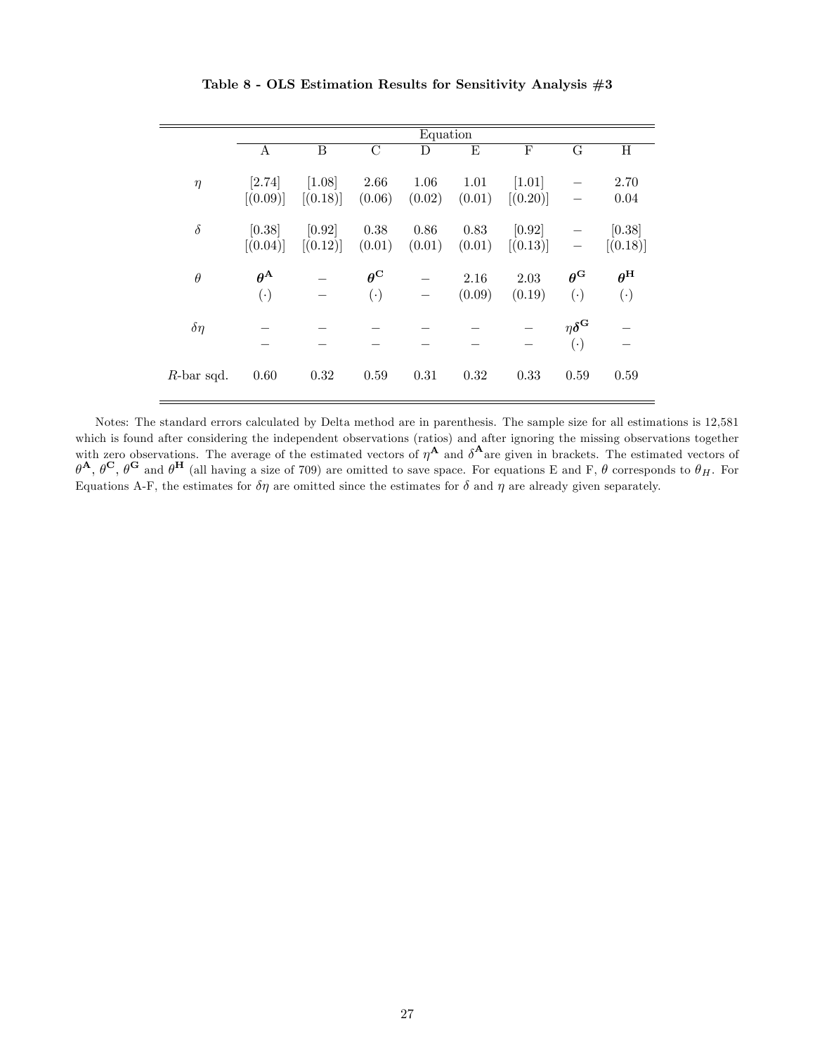**Table 8 - OLS Estimation Results for Sensitivity Analysis #3**

| | Equation | | | | | | | |
|---|---|---|---|---|---|---|---|---|
| | A | B | C | D | E | F | G | H |
| $\eta$ | [2.74] | [1.08] | 2.66 | 1.06 | 1.01 | [1.01] | − | 2.70 |
| | [(0.09)] | [(0.18)] | (0.06) | (0.02) | (0.01) | [(0.20)] | − | 0.04 |
| $\delta$ | [0.38] | [0.92] | 0.38 | 0.86 | 0.83 | [0.92] | − | [0.38] |
| | [(0.04)] | [(0.12)] | (0.01) | (0.01) | (0.01) | [(0.13)] | − | [(0.18)] |
| $\theta$ | $\boldsymbol{\theta}^{\mathbf{A}}$ | − | $\boldsymbol{\theta}^{\mathbf{C}}$ | − | 2.16 | 2.03 | $\boldsymbol{\theta}^{\mathbf{G}}$ | $\boldsymbol{\theta}^{\mathbf{H}}$ |
| | $(\cdot)$ | − | $(\cdot)$ | − | (0.09) | (0.19) | $(\cdot)$ | $(\cdot)$ |
| $\delta\eta$ | − | − | − | − | − | − | $\eta\boldsymbol{\delta}^{\mathbf{G}}$ | − |
| | − | − | − | − | − | − | $(\cdot)$ | − |
| $R$-bar sqd. | 0.60 | 0.32 | 0.59 | 0.31 | 0.32 | 0.33 | 0.59 | 0.59 |

Notes: The standard errors calculated by Delta method are in parenthesis. The sample size for all estimations is 12,581 which is found after considering the independent observations (ratios) and after ignoring the missing observations together with zero observations. The average of the estimated vectors of $\eta^{\mathbf{A}}$ and $\delta^{\mathbf{A}}$are given in brackets. The estimated vectors of $\theta^{\mathbf{A}}$, $\theta^{\mathbf{C}}$, $\theta^{\mathbf{G}}$ and $\theta^{\mathbf{H}}$ (all having a size of 709) are omitted to save space. For equations E and F, $\theta$ corresponds to $\theta_H$. For Equations A-F, the estimates for $\delta\eta$ are omitted since the estimates for $\delta$ and $\eta$ are already given separately.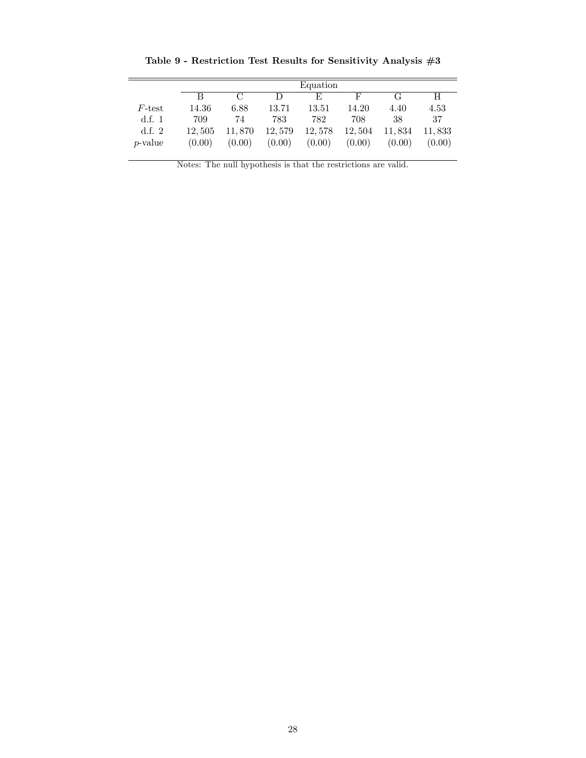**Table 9 - Restriction Test Results for Sensitivity Analysis #3**

| | Equation | | | | | | |
|---|---|---|---|---|---|---|---|
| | B | C | D | E | F | G | H |
| $F$-test | 14.36 | 6.88 | 13.71 | 13.51 | 14.20 | 4.40 | 4.53 |
| d.f. 1 | 709 | 74 | 783 | 782 | 708 | 38 | 37 |
| d.f. 2 | 12,505 | 11,870 | 12,579 | 12,578 | 12,504 | 11,834 | 11,833 |
| $p$-value | (0.00) | (0.00) | (0.00) | (0.00) | (0.00) | (0.00) | (0.00) |

Notes: The null hypothesis is that the restrictions are valid.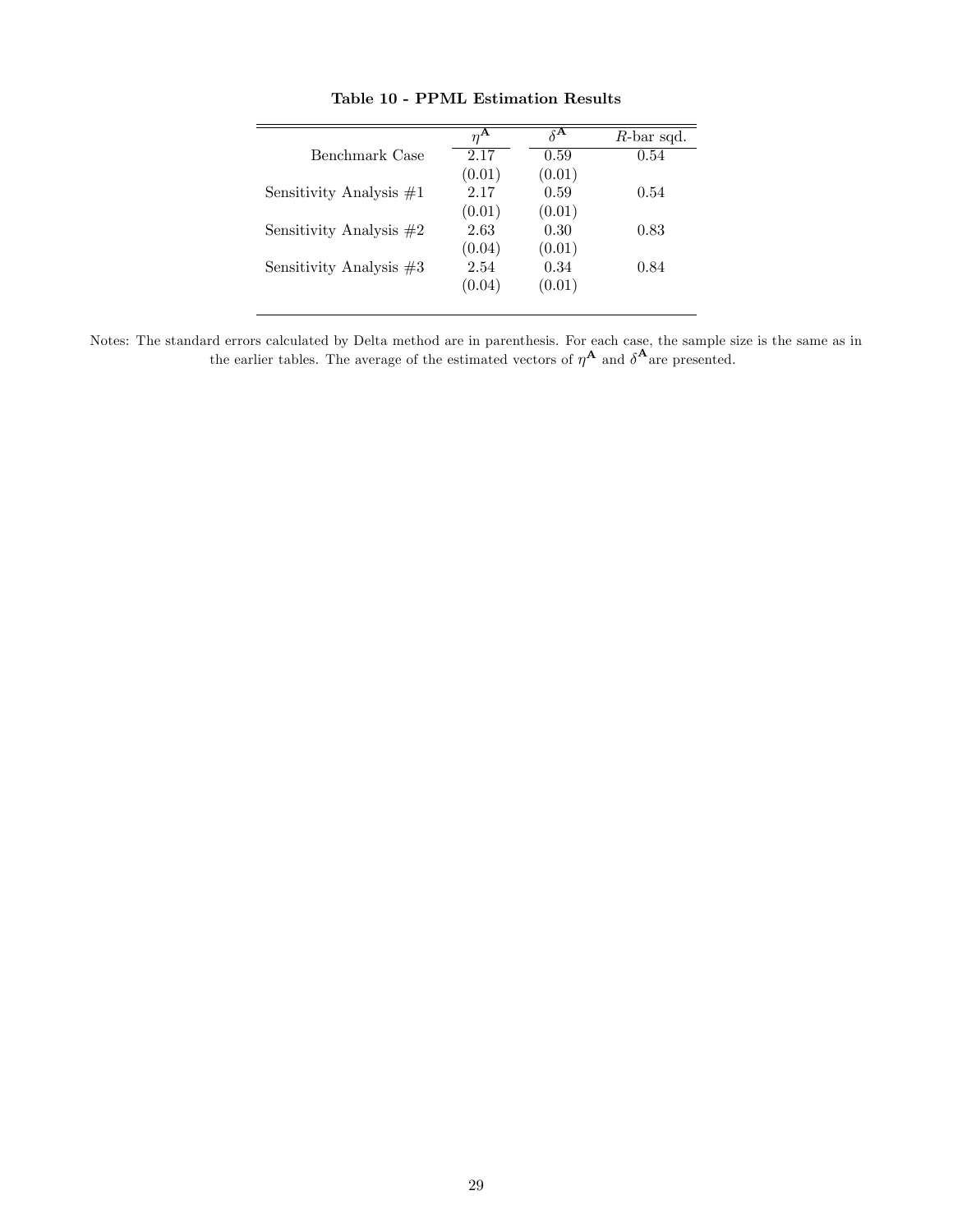**Table 10 - PPML Estimation Results**

| | $\eta^{\mathbf{A}}$ | $\delta^{\mathbf{A}}$ | $R$-bar sqd. |
|---|---|---|---|
| Benchmark Case | 2.17 | 0.59 | 0.54 |
| | (0.01) | (0.01) | |
| Sensitivity Analysis #1 | 2.17 | 0.59 | 0.54 |
| | (0.01) | (0.01) | |
| Sensitivity Analysis #2 | 2.63 | 0.30 | 0.83 |
| | (0.04) | (0.01) | |
| Sensitivity Analysis #3 | 2.54 | 0.34 | 0.84 |
| | (0.04) | (0.01) | |

Notes: The standard errors calculated by Delta method are in parenthesis. For each case, the sample size is the same as in the earlier tables. The average of the estimated vectors of $\eta^{\mathbf{A}}$ and $\delta^{\mathbf{A}}$ are presented.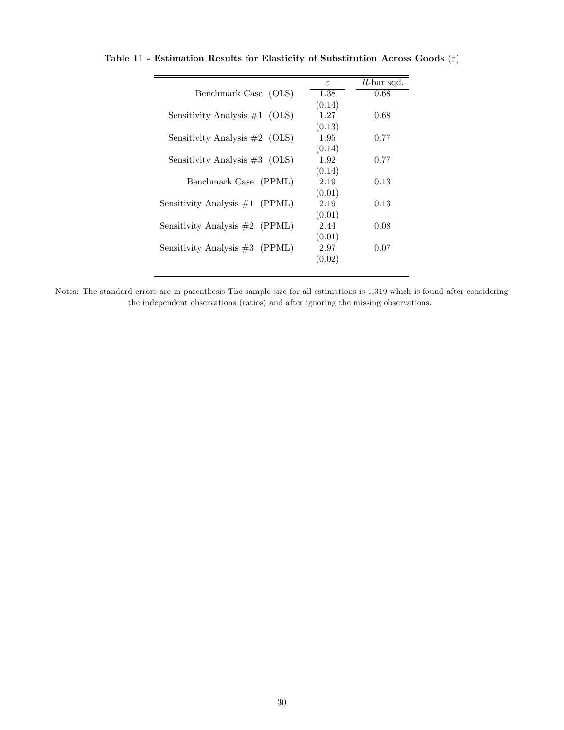**Table 11 - Estimation Results for Elasticity of Substitution Across Goods ($\varepsilon$)**

| | $\varepsilon$ | $R$-bar sqd. |
|---|---|---|
| Benchmark Case (OLS) | 1.38 | 0.68 |
| | (0.14) | |
| Sensitivity Analysis #1 (OLS) | 1.27 | 0.68 |
| | (0.13) | |
| Sensitivity Analysis #2 (OLS) | 1.95 | 0.77 |
| | (0.14) | |
| Sensitivity Analysis #3 (OLS) | 1.92 | 0.77 |
| | (0.14) | |
| Benchmark Case (PPML) | 2.19 | 0.13 |
| | (0.01) | |
| Sensitivity Analysis #1 (PPML) | 2.19 | 0.13 |
| | (0.01) | |
| Sensitivity Analysis #2 (PPML) | 2.44 | 0.08 |
| | (0.01) | |
| Sensitivity Analysis #3 (PPML) | 2.97 | 0.07 |
| | (0.02) | |

Notes: The standard errors are in parenthesis The sample size for all estimations is 1,319 which is found after considering the independent observations (ratios) and after ignoring the missing observations.